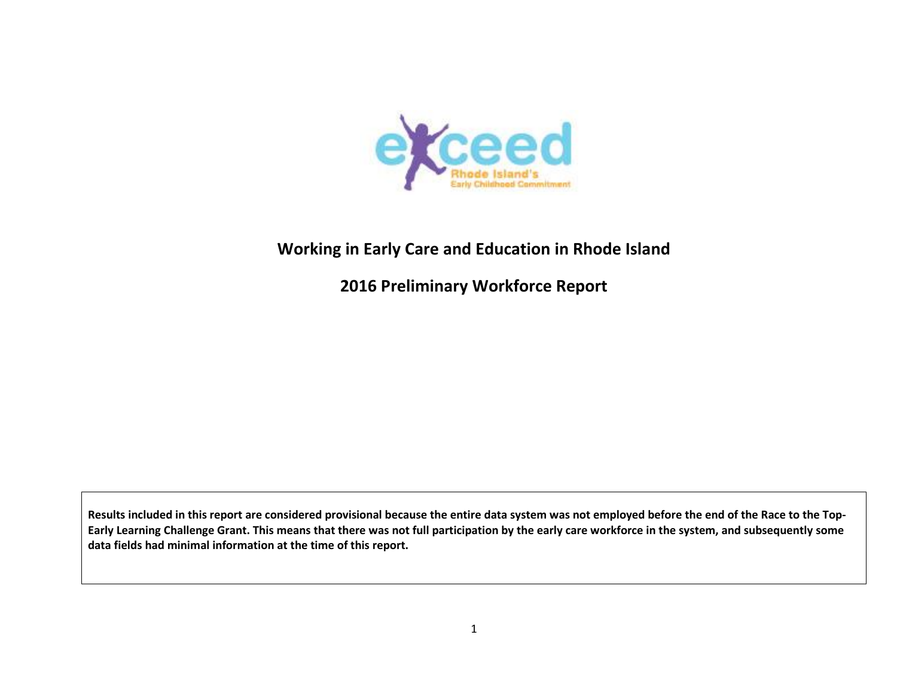# Working in Early Care and Education in Rhode Island

## 2016 Preliminary Workforce Report

**Results included in this report are considered provisional because the entire data system was not employed before the end of the Race to the Top-Early Learning Challenge Grant. This means that there was not full participation by the early care workforce in the system, and subsequently some data fields had minimal information at the time of this report.**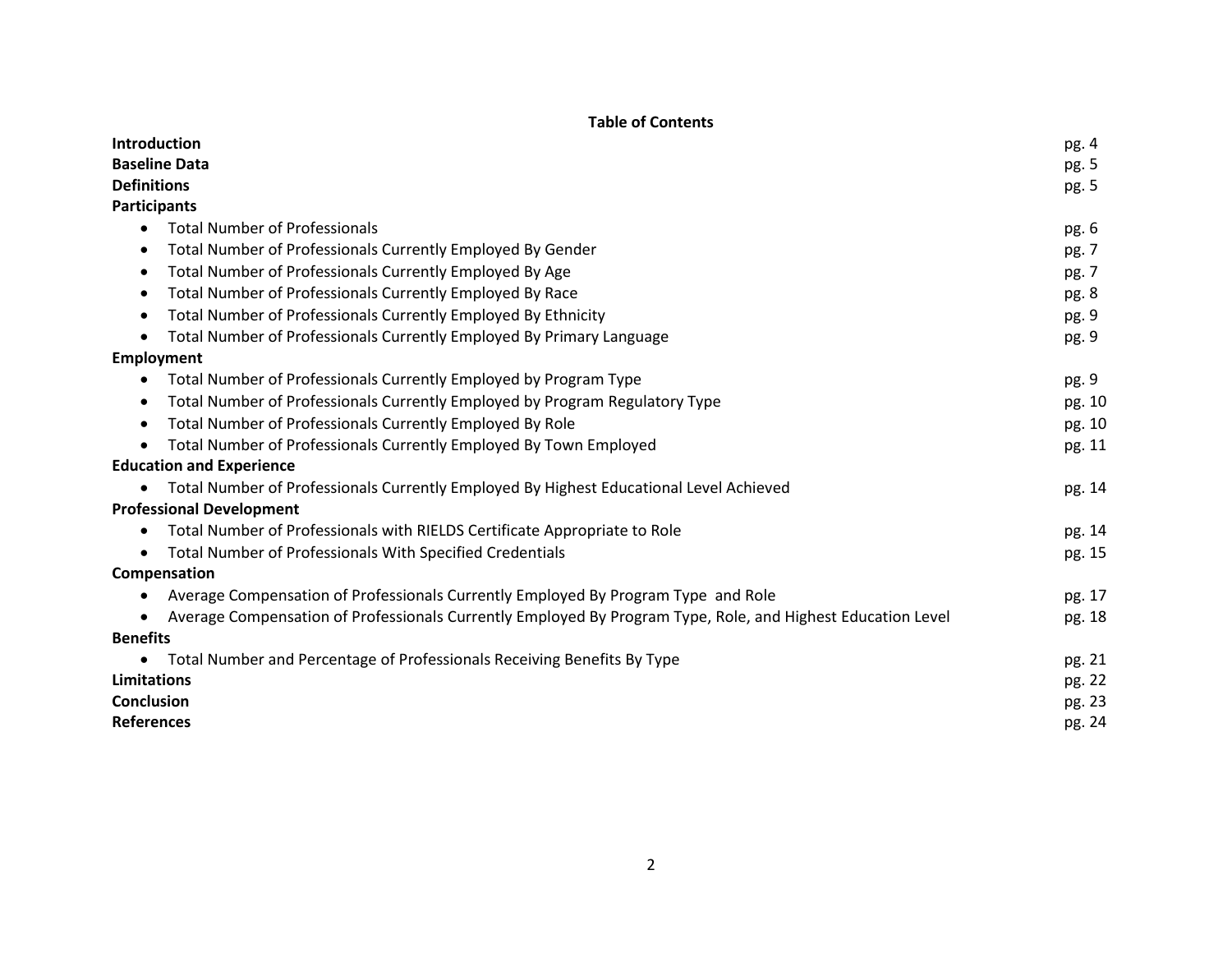# Table of Contents

| | |
|---|---|
| **Introduction** | pg. 4 |
| **Baseline Data** | pg. 5 |
| **Definitions** | pg. 5 |
| **Participants** | |
| • Total Number of Professionals | pg. 6 |
| • Total Number of Professionals Currently Employed By Gender | pg. 7 |
| • Total Number of Professionals Currently Employed By Age | pg. 7 |
| • Total Number of Professionals Currently Employed By Race | pg. 8 |
| • Total Number of Professionals Currently Employed By Ethnicity | pg. 9 |
| • Total Number of Professionals Currently Employed By Primary Language | pg. 9 |
| **Employment** | |
| • Total Number of Professionals Currently Employed by Program Type | pg. 9 |
| • Total Number of Professionals Currently Employed by Program Regulatory Type | pg. 10 |
| • Total Number of Professionals Currently Employed By Role | pg. 10 |
| • Total Number of Professionals Currently Employed By Town Employed | pg. 11 |
| **Education and Experience** | |
| • Total Number of Professionals Currently Employed By Highest Educational Level Achieved | pg. 14 |
| **Professional Development** | |
| • Total Number of Professionals with RIELDS Certificate Appropriate to Role | pg. 14 |
| • Total Number of Professionals With Specified Credentials | pg. 15 |
| **Compensation** | |
| • Average Compensation of Professionals Currently Employed By Program Type and Role | pg. 17 |
| • Average Compensation of Professionals Currently Employed By Program Type, Role, and Highest Education Level | pg. 18 |
| **Benefits** | |
| • Total Number and Percentage of Professionals Receiving Benefits By Type | pg. 21 |
| **Limitations** | pg. 22 |
| **Conclusion** | pg. 23 |
| **References** | pg. 24 |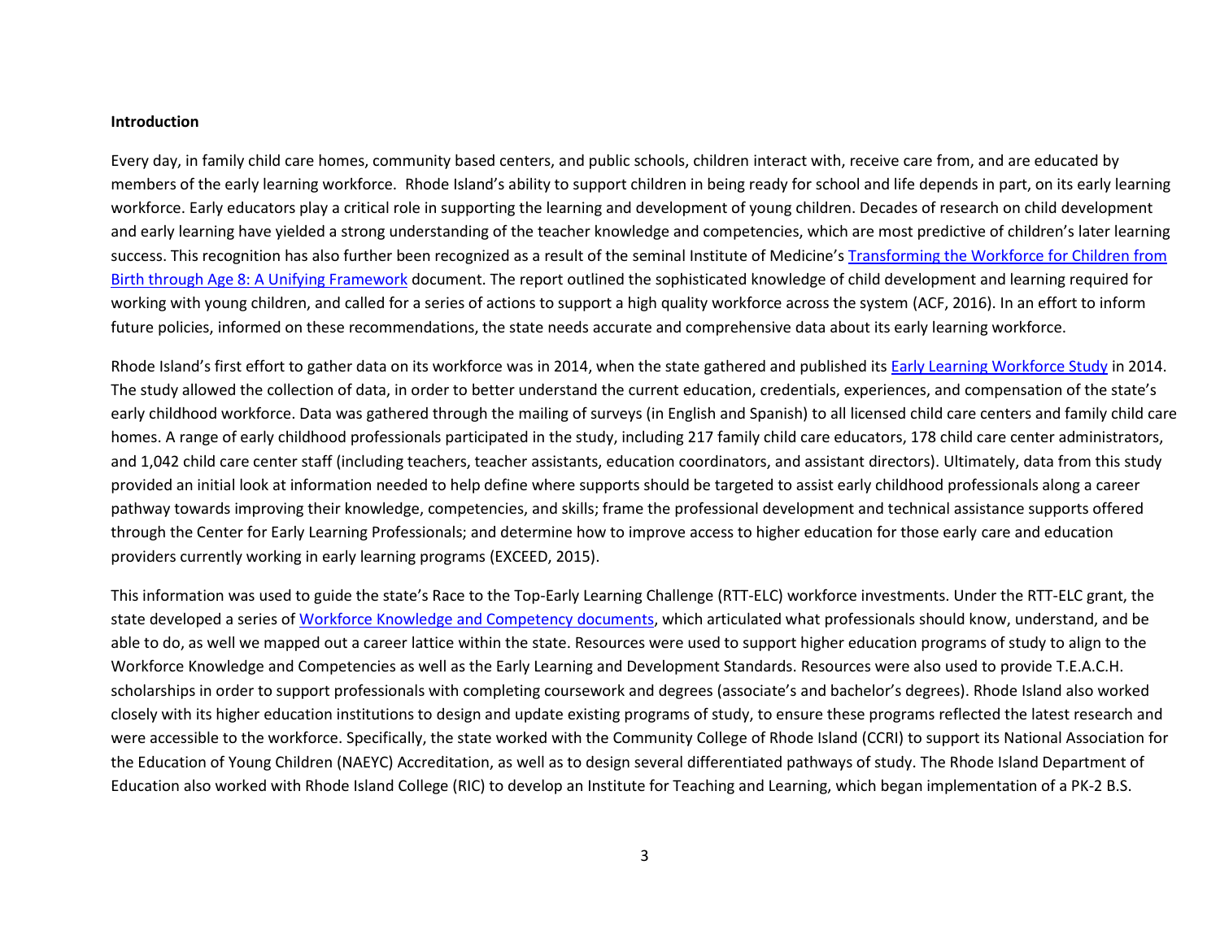**Introduction**

Every day, in family child care homes, community based centers, and public schools, children interact with, receive care from, and are educated by members of the early learning workforce. Rhode Island's ability to support children in being ready for school and life depends in part, on its early learning workforce. Early educators play a critical role in supporting the learning and development of young children. Decades of research on child development and early learning have yielded a strong understanding of the teacher knowledge and competencies, which are most predictive of children's later learning success. This recognition has also further been recognized as a result of the seminal Institute of Medicine's [Transforming the Workforce for Children from Birth through Age 8: A Unifying Framework]() document. The report outlined the sophisticated knowledge of child development and learning required for working with young children, and called for a series of actions to support a high quality workforce across the system (ACF, 2016). In an effort to inform future policies, informed on these recommendations, the state needs accurate and comprehensive data about its early learning workforce.

Rhode Island's first effort to gather data on its workforce was in 2014, when the state gathered and published its [Early Learning Workforce Study]() in 2014. The study allowed the collection of data, in order to better understand the current education, credentials, experiences, and compensation of the state's early childhood workforce. Data was gathered through the mailing of surveys (in English and Spanish) to all licensed child care centers and family child care homes. A range of early childhood professionals participated in the study, including 217 family child care educators, 178 child care center administrators, and 1,042 child care center staff (including teachers, teacher assistants, education coordinators, and assistant directors). Ultimately, data from this study provided an initial look at information needed to help define where supports should be targeted to assist early childhood professionals along a career pathway towards improving their knowledge, competencies, and skills; frame the professional development and technical assistance supports offered through the Center for Early Learning Professionals; and determine how to improve access to higher education for those early care and education providers currently working in early learning programs (EXCEED, 2015).

This information was used to guide the state's Race to the Top-Early Learning Challenge (RTT-ELC) workforce investments. Under the RTT-ELC grant, the state developed a series of [Workforce Knowledge and Competency documents](), which articulated what professionals should know, understand, and be able to do, as well we mapped out a career lattice within the state. Resources were used to support higher education programs of study to align to the Workforce Knowledge and Competencies as well as the Early Learning and Development Standards. Resources were also used to provide T.E.A.C.H. scholarships in order to support professionals with completing coursework and degrees (associate's and bachelor's degrees). Rhode Island also worked closely with its higher education institutions to design and update existing programs of study, to ensure these programs reflected the latest research and were accessible to the workforce. Specifically, the state worked with the Community College of Rhode Island (CCRI) to support its National Association for the Education of Young Children (NAEYC) Accreditation, as well as to design several differentiated pathways of study. The Rhode Island Department of Education also worked with Rhode Island College (RIC) to develop an Institute for Teaching and Learning, which began implementation of a PK-2 B.S.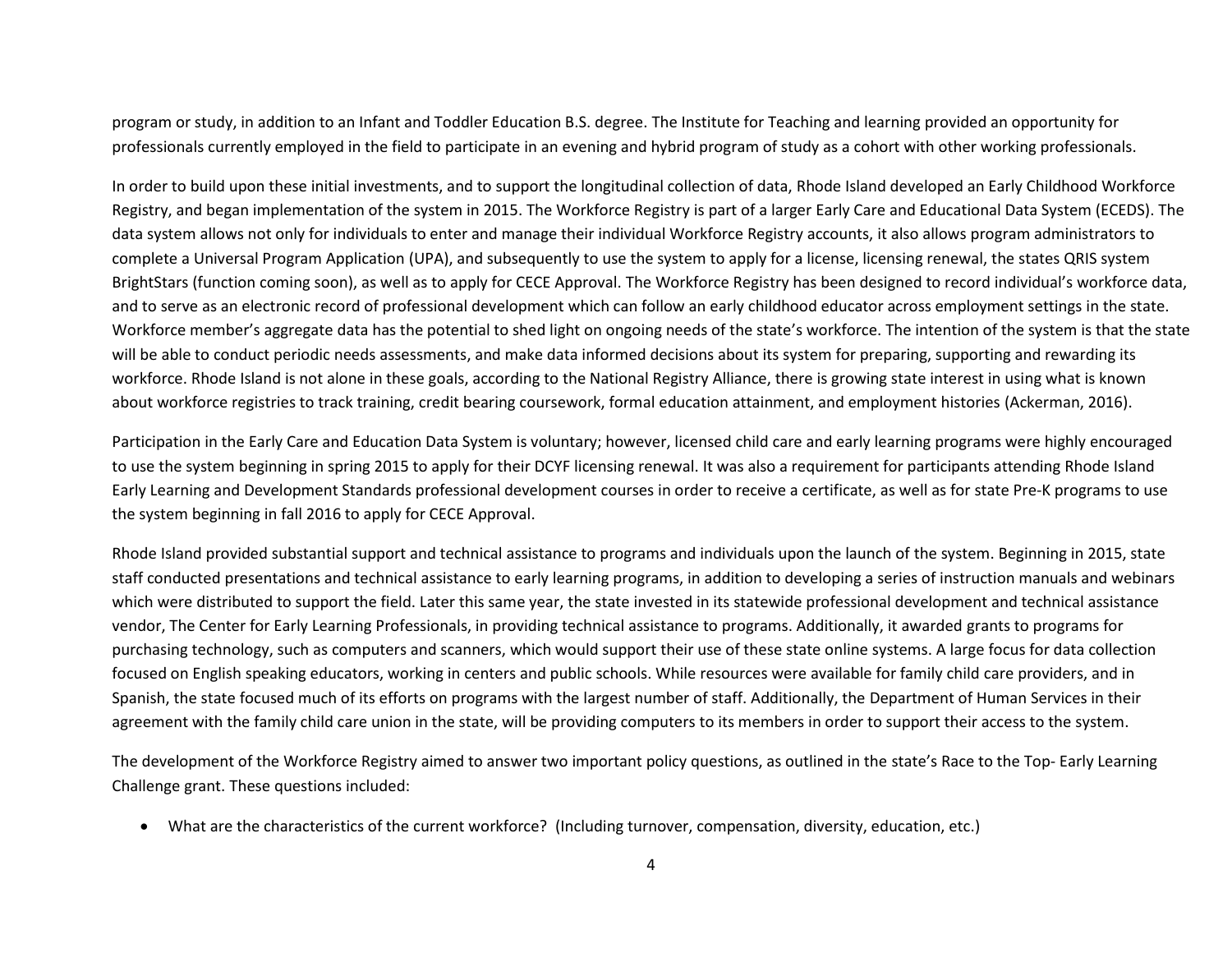program or study, in addition to an Infant and Toddler Education B.S. degree. The Institute for Teaching and learning provided an opportunity for professionals currently employed in the field to participate in an evening and hybrid program of study as a cohort with other working professionals.

In order to build upon these initial investments, and to support the longitudinal collection of data, Rhode Island developed an Early Childhood Workforce Registry, and began implementation of the system in 2015. The Workforce Registry is part of a larger Early Care and Educational Data System (ECEDS). The data system allows not only for individuals to enter and manage their individual Workforce Registry accounts, it also allows program administrators to complete a Universal Program Application (UPA), and subsequently to use the system to apply for a license, licensing renewal, the states QRIS system BrightStars (function coming soon), as well as to apply for CECE Approval. The Workforce Registry has been designed to record individual's workforce data, and to serve as an electronic record of professional development which can follow an early childhood educator across employment settings in the state. Workforce member's aggregate data has the potential to shed light on ongoing needs of the state's workforce. The intention of the system is that the state will be able to conduct periodic needs assessments, and make data informed decisions about its system for preparing, supporting and rewarding its workforce. Rhode Island is not alone in these goals, according to the National Registry Alliance, there is growing state interest in using what is known about workforce registries to track training, credit bearing coursework, formal education attainment, and employment histories (Ackerman, 2016).

Participation in the Early Care and Education Data System is voluntary; however, licensed child care and early learning programs were highly encouraged to use the system beginning in spring 2015 to apply for their DCYF licensing renewal. It was also a requirement for participants attending Rhode Island Early Learning and Development Standards professional development courses in order to receive a certificate, as well as for state Pre-K programs to use the system beginning in fall 2016 to apply for CECE Approval.

Rhode Island provided substantial support and technical assistance to programs and individuals upon the launch of the system. Beginning in 2015, state staff conducted presentations and technical assistance to early learning programs, in addition to developing a series of instruction manuals and webinars which were distributed to support the field. Later this same year, the state invested in its statewide professional development and technical assistance vendor, The Center for Early Learning Professionals, in providing technical assistance to programs. Additionally, it awarded grants to programs for purchasing technology, such as computers and scanners, which would support their use of these state online systems. A large focus for data collection focused on English speaking educators, working in centers and public schools. While resources were available for family child care providers, and in Spanish, the state focused much of its efforts on programs with the largest number of staff. Additionally, the Department of Human Services in their agreement with the family child care union in the state, will be providing computers to its members in order to support their access to the system.

The development of the Workforce Registry aimed to answer two important policy questions, as outlined in the state's Race to the Top- Early Learning Challenge grant. These questions included:

- What are the characteristics of the current workforce? (Including turnover, compensation, diversity, education, etc.)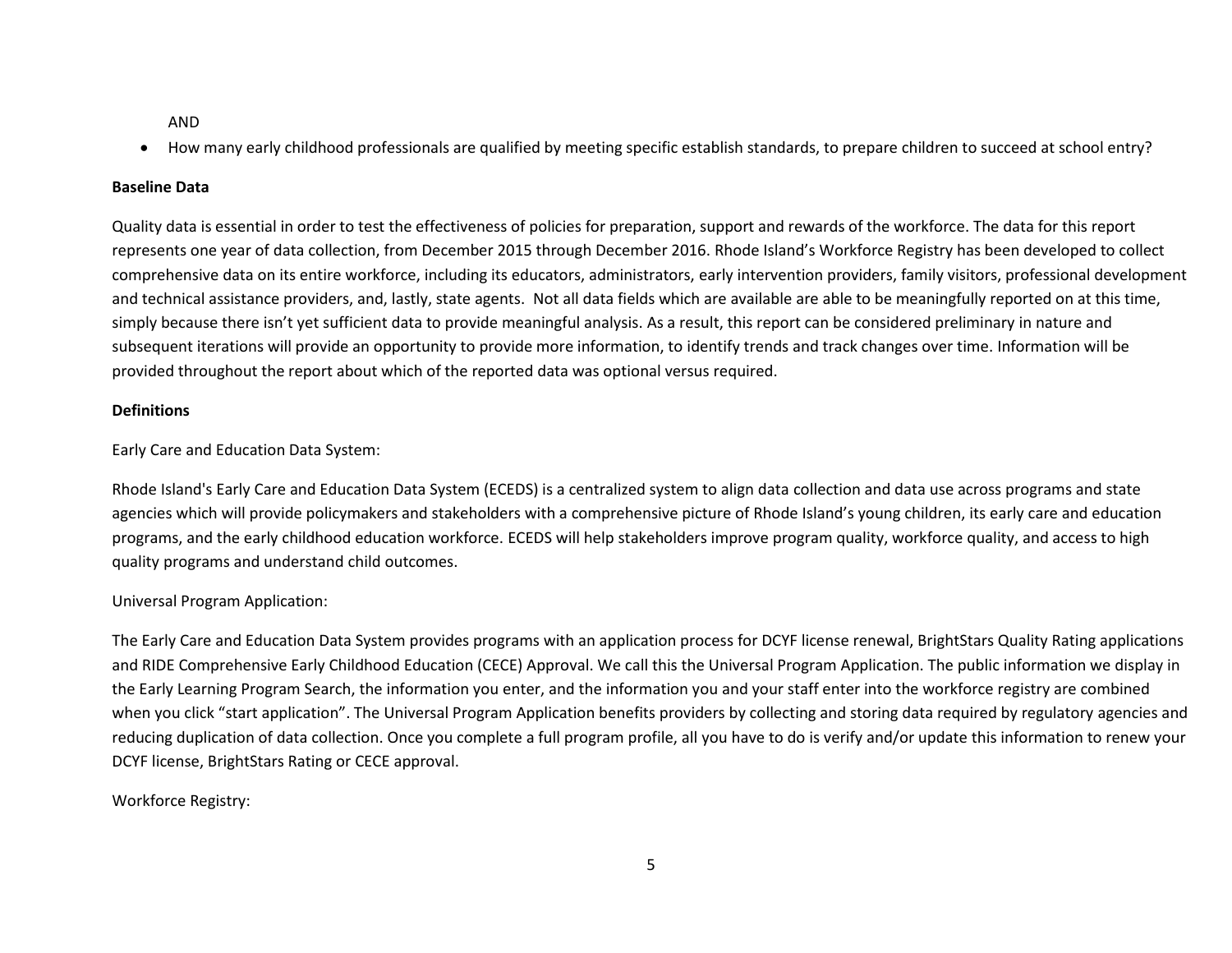AND

- How many early childhood professionals are qualified by meeting specific establish standards, to prepare children to succeed at school entry?

**Baseline Data**

Quality data is essential in order to test the effectiveness of policies for preparation, support and rewards of the workforce. The data for this report represents one year of data collection, from December 2015 through December 2016. Rhode Island's Workforce Registry has been developed to collect comprehensive data on its entire workforce, including its educators, administrators, early intervention providers, family visitors, professional development and technical assistance providers, and, lastly, state agents. Not all data fields which are available are able to be meaningfully reported on at this time, simply because there isn't yet sufficient data to provide meaningful analysis. As a result, this report can be considered preliminary in nature and subsequent iterations will provide an opportunity to provide more information, to identify trends and track changes over time. Information will be provided throughout the report about which of the reported data was optional versus required.

**Definitions**

Early Care and Education Data System:

Rhode Island's Early Care and Education Data System (ECEDS) is a centralized system to align data collection and data use across programs and state agencies which will provide policymakers and stakeholders with a comprehensive picture of Rhode Island's young children, its early care and education programs, and the early childhood education workforce. ECEDS will help stakeholders improve program quality, workforce quality, and access to high quality programs and understand child outcomes.

Universal Program Application:

The Early Care and Education Data System provides programs with an application process for DCYF license renewal, BrightStars Quality Rating applications and RIDE Comprehensive Early Childhood Education (CECE) Approval. We call this the Universal Program Application. The public information we display in the Early Learning Program Search, the information you enter, and the information you and your staff enter into the workforce registry are combined when you click "start application". The Universal Program Application benefits providers by collecting and storing data required by regulatory agencies and reducing duplication of data collection. Once you complete a full program profile, all you have to do is verify and/or update this information to renew your DCYF license, BrightStars Rating or CECE approval.

Workforce Registry: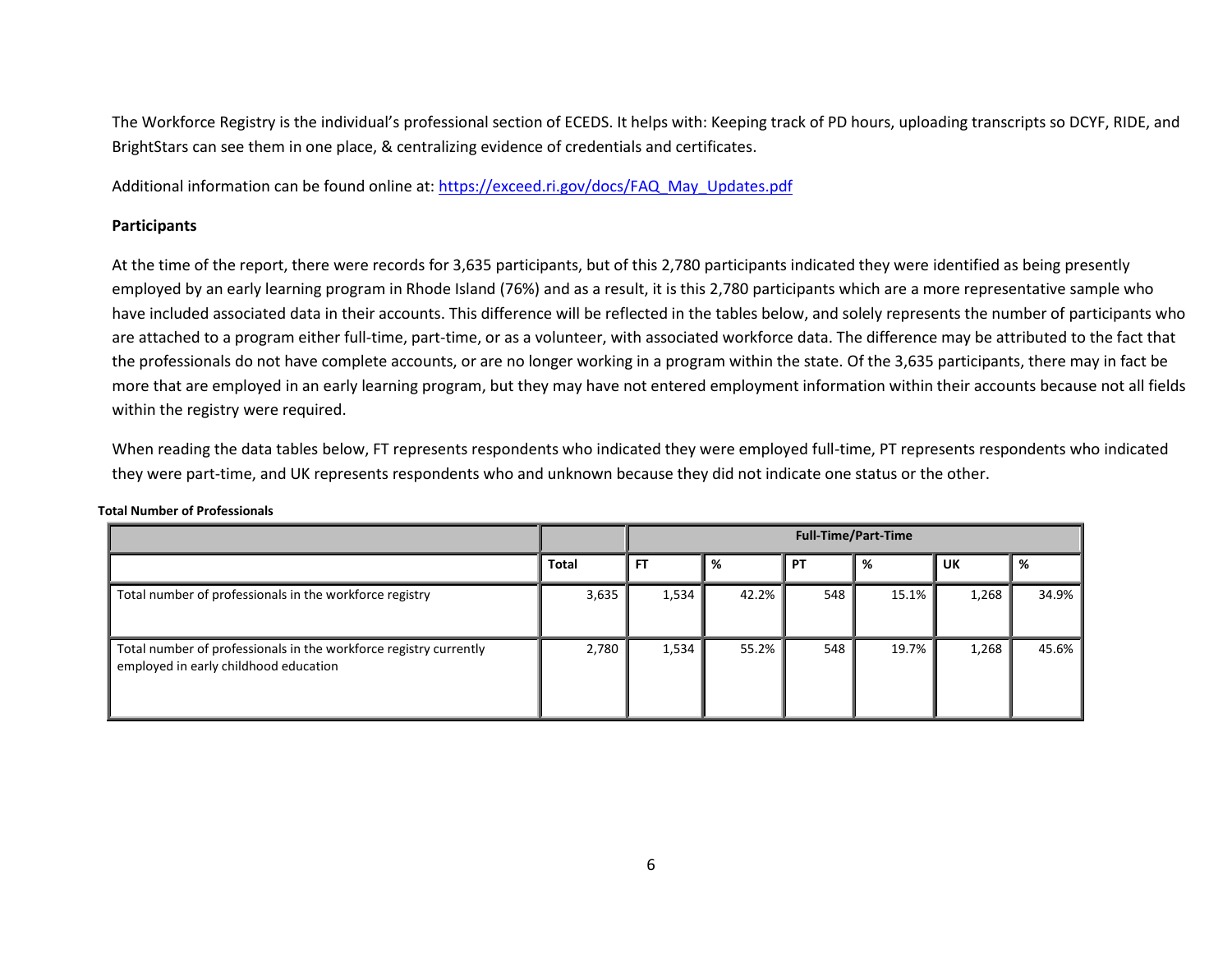The Workforce Registry is the individual's professional section of ECEDS. It helps with: Keeping track of PD hours, uploading transcripts so DCYF, RIDE, and BrightStars can see them in one place, & centralizing evidence of credentials and certificates.

Additional information can be found online at: [https://exceed.ri.gov/docs/FAQ_May_Updates.pdf](https://exceed.ri.gov/docs/FAQ_May_Updates.pdf)

**Participants**

At the time of the report, there were records for 3,635 participants, but of this 2,780 participants indicated they were identified as being presently employed by an early learning program in Rhode Island (76%) and as a result, it is this 2,780 participants which are a more representative sample who have included associated data in their accounts. This difference will be reflected in the tables below, and solely represents the number of participants who are attached to a program either full-time, part-time, or as a volunteer, with associated workforce data. The difference may be attributed to the fact that the professionals do not have complete accounts, or are no longer working in a program within the state. Of the 3,635 participants, there may in fact be more that are employed in an early learning program, but they may have not entered employment information within their accounts because not all fields within the registry were required.

When reading the data tables below, FT represents respondents who indicated they were employed full-time, PT represents respondents who indicated they were part-time, and UK represents respondents who and unknown because they did not indicate one status or the other.

**Total Number of Professionals**

| | | Full-Time/Part-Time | | | | | |
|---|---|---|---|---|---|---|---|
| | **Total** | **FT** | **%** | **PT** | **%** | **UK** | **%** |
| Total number of professionals in the workforce registry | 3,635 | 1,534 | 42.2% | 548 | 15.1% | 1,268 | 34.9% |
| Total number of professionals in the workforce registry currently employed in early childhood education | 2,780 | 1,534 | 55.2% | 548 | 19.7% | 1,268 | 45.6% |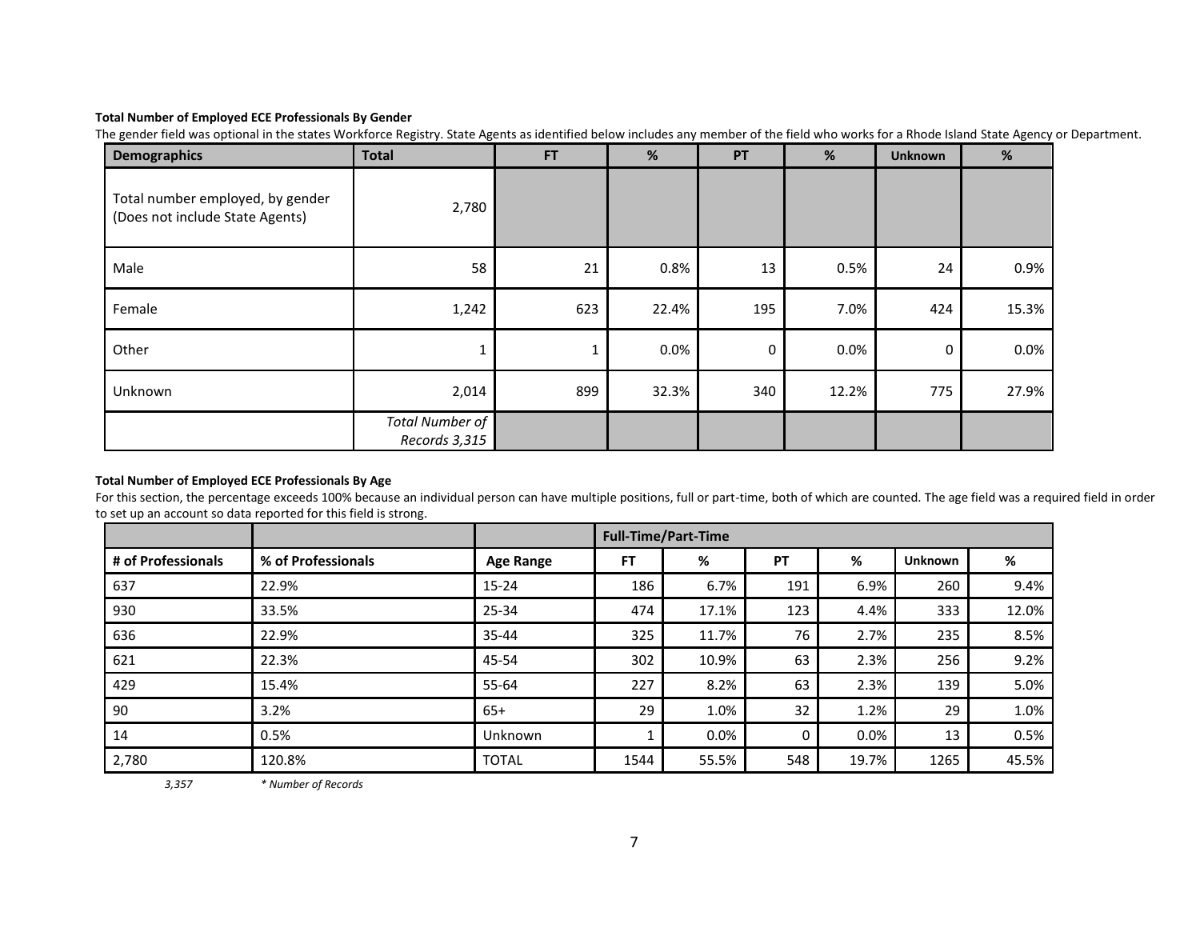**Total Number of Employed ECE Professionals By Gender**

The gender field was optional in the states Workforce Registry. State Agents as identified below includes any member of the field who works for a Rhode Island State Agency or Department.

| Demographics | Total | FT | % | PT | % | Unknown | % |
|---|---|---|---|---|---|---|---|
| Total number employed, by gender (Does not include State Agents) | 2,780 | | | | | | |
| Male | 58 | 21 | 0.8% | 13 | 0.5% | 24 | 0.9% |
| Female | 1,242 | 623 | 22.4% | 195 | 7.0% | 424 | 15.3% |
| Other | 1 | 1 | 0.0% | 0 | 0.0% | 0 | 0.0% |
| Unknown | 2,014 | 899 | 32.3% | 340 | 12.2% | 775 | 27.9% |
| | *Total Number of Records 3,315* | | | | | | |

**Total Number of Employed ECE Professionals By Age**

For this section, the percentage exceeds 100% because an individual person can have multiple positions, full or part-time, both of which are counted. The age field was a required field in order to set up an account so data reported for this field is strong.

| | | | Full-Time/Part-Time | | | | | |
|---|---|---|---|---|---|---|---|---|
| **# of Professionals** | **% of Professionals** | **Age Range** | **FT** | **%** | **PT** | **%** | **Unknown** | **%** |
| 637 | 22.9% | 15-24 | 186 | 6.7% | 191 | 6.9% | 260 | 9.4% |
| 930 | 33.5% | 25-34 | 474 | 17.1% | 123 | 4.4% | 333 | 12.0% |
| 636 | 22.9% | 35-44 | 325 | 11.7% | 76 | 2.7% | 235 | 8.5% |
| 621 | 22.3% | 45-54 | 302 | 10.9% | 63 | 2.3% | 256 | 9.2% |
| 429 | 15.4% | 55-64 | 227 | 8.2% | 63 | 2.3% | 139 | 5.0% |
| 90 | 3.2% | 65+ | 29 | 1.0% | 32 | 1.2% | 29 | 1.0% |
| 14 | 0.5% | Unknown | 1 | 0.0% | 0 | 0.0% | 13 | 0.5% |
| 2,780 | 120.8% | TOTAL | 1544 | 55.5% | 548 | 19.7% | 1265 | 45.5% |

*3,357* &nbsp;&nbsp;&nbsp; *\* Number of Records*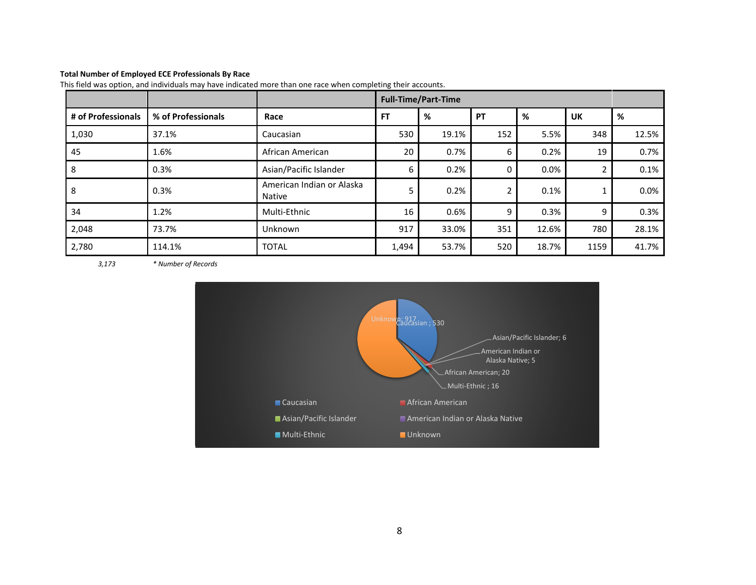**Total Number of Employed ECE Professionals By Race**

This field was option, and individuals may have indicated more than one race when completing their accounts.

| | | | Full-Time/Part-Time | | | | | |
|---|---|---|---|---|---|---|---|---|
| **# of Professionals** | **% of Professionals** | **Race** | **FT** | **%** | **PT** | **%** | **UK** | **%** |
| 1,030 | 37.1% | Caucasian | 530 | 19.1% | 152 | 5.5% | 348 | 12.5% |
| 45 | 1.6% | African American | 20 | 0.7% | 6 | 0.2% | 19 | 0.7% |
| 8 | 0.3% | Asian/Pacific Islander | 6 | 0.2% | 0 | 0.0% | 2 | 0.1% |
| 8 | 0.3% | American Indian or Alaska Native | 5 | 0.2% | 2 | 0.1% | 1 | 0.0% |
| 34 | 1.2% | Multi-Ethnic | 16 | 0.6% | 9 | 0.3% | 9 | 0.3% |
| 2,048 | 73.7% | Unknown | 917 | 33.0% | 351 | 12.6% | 780 | 28.1% |
| 2,780 | 114.1% | TOTAL | 1,494 | 53.7% | 520 | 18.7% | 1159 | 41.7% |

*3,173* &nbsp;&nbsp;&nbsp; *\* Number of Records*

Unknown; 917
Caucasian ; 530
Asian/Pacific Islander; 6
American Indian or Alaska Native; 5
African American; 20
Multi-Ethnic ; 16

Caucasian · African American · Asian/Pacific Islander · American Indian or Alaska Native · Multi-Ethnic · Unknown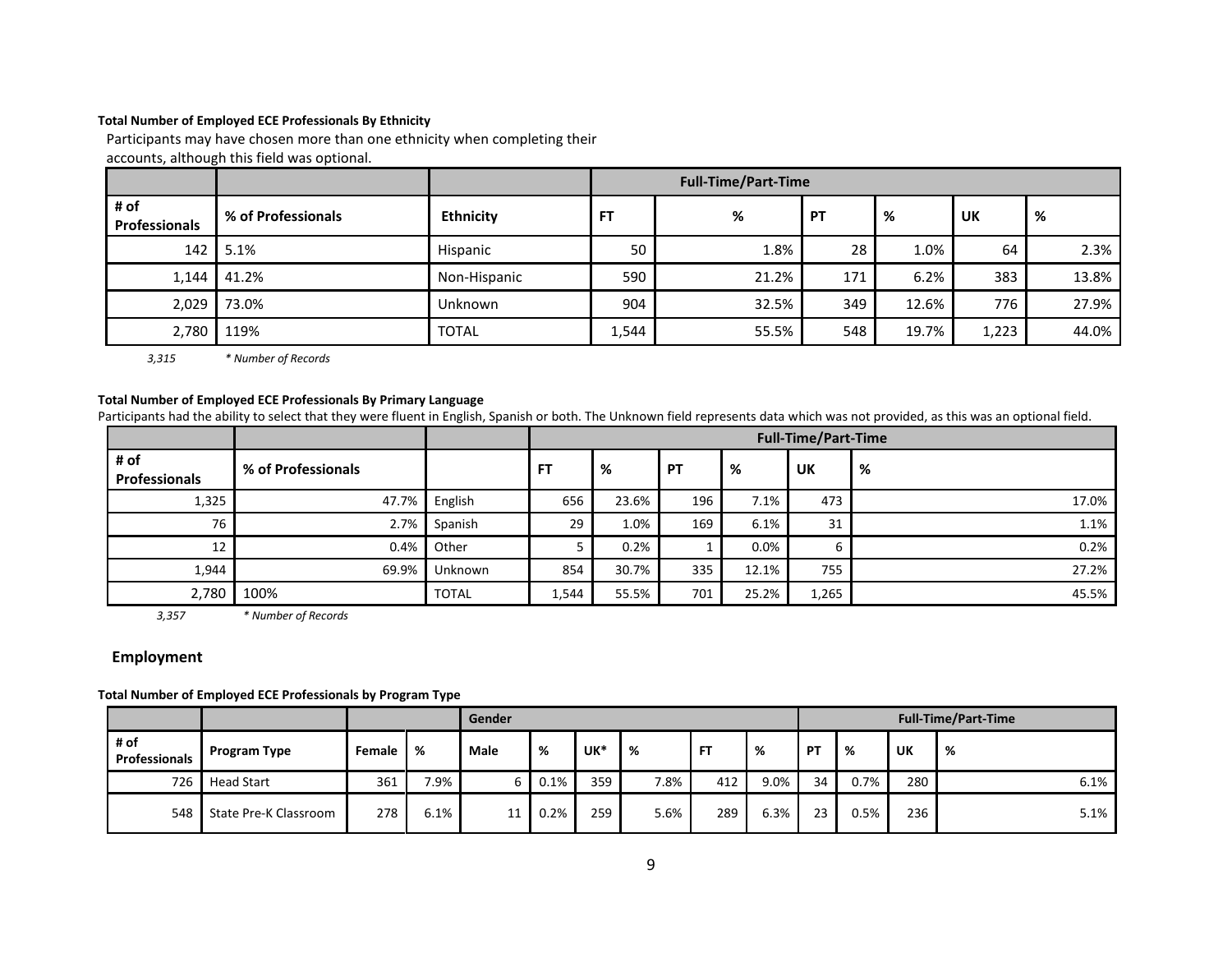**Total Number of Employed ECE Professionals By Ethnicity**

Participants may have chosen more than one ethnicity when completing their accounts, although this field was optional.

| | | | Full-Time/Part-Time | | | | | |
|---|---|---|---|---|---|---|---|---|
| # of Professionals | % of Professionals | Ethnicity | FT | % | PT | % | UK | % |
| 142 | 5.1% | Hispanic | 50 | 1.8% | 28 | 1.0% | 64 | 2.3% |
| 1,144 | 41.2% | Non-Hispanic | 590 | 21.2% | 171 | 6.2% | 383 | 13.8% |
| 2,029 | 73.0% | Unknown | 904 | 32.5% | 349 | 12.6% | 776 | 27.9% |
| 2,780 | 119% | TOTAL | 1,544 | 55.5% | 548 | 19.7% | 1,223 | 44.0% |

*3,315* &nbsp;&nbsp;&nbsp;&nbsp; *\* Number of Records*

**Total Number of Employed ECE Professionals By Primary Language**

Participants had the ability to select that they were fluent in English, Spanish or both. The Unknown field represents data which was not provided, as this was an optional field.

| | | | Full-Time/Part-Time | | | | | |
|---|---|---|---|---|---|---|---|---|
| # of Professionals | % of Professionals | | FT | % | PT | % | UK | % |
| 1,325 | 47.7% | English | 656 | 23.6% | 196 | 7.1% | 473 | 17.0% |
| 76 | 2.7% | Spanish | 29 | 1.0% | 169 | 6.1% | 31 | 1.1% |
| 12 | 0.4% | Other | 5 | 0.2% | 1 | 0.0% | 6 | 0.2% |
| 1,944 | 69.9% | Unknown | 854 | 30.7% | 335 | 12.1% | 755 | 27.2% |
| 2,780 | 100% | TOTAL | 1,544 | 55.5% | 701 | 25.2% | 1,265 | 45.5% |

*3,357* &nbsp;&nbsp;&nbsp;&nbsp; *\* Number of Records*

## Employment

**Total Number of Employed ECE Professionals by Program Type**

| | | Gender | | | | | | Full-Time/Part-Time | | | | | |
|---|---|---|---|---|---|---|---|---|---|---|---|---|---|
| # of Professionals | Program Type | Female | % | Male | % | UK* | % | FT | % | PT | % | UK | % |
| 726 | Head Start | 361 | 7.9% | 6 | 0.1% | 359 | 7.8% | 412 | 9.0% | 34 | 0.7% | 280 | 6.1% |
| 548 | State Pre-K Classroom | 278 | 6.1% | 11 | 0.2% | 259 | 5.6% | 289 | 6.3% | 23 | 0.5% | 236 | 5.1% |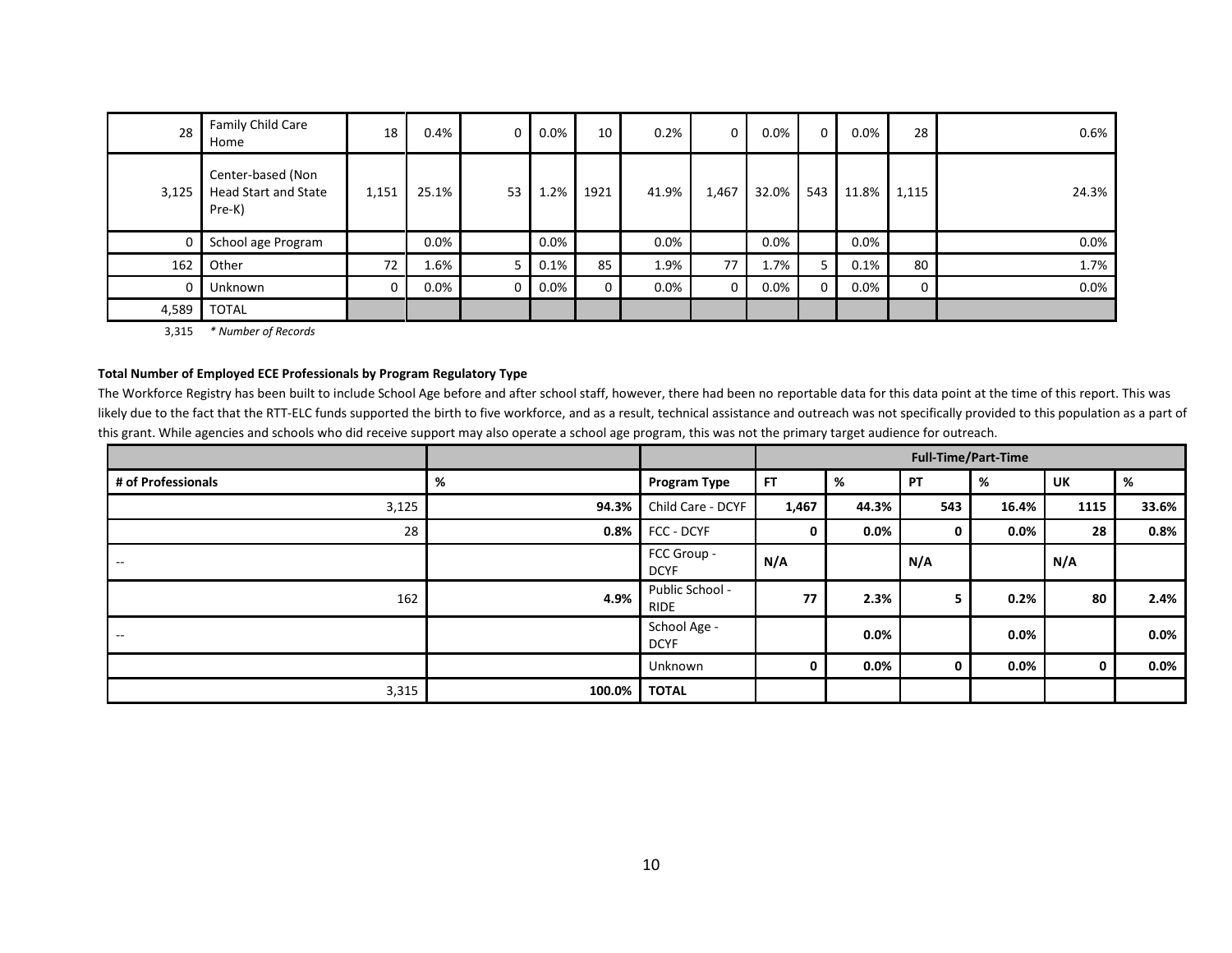| | | | | | | | | | | | | | |
|---|---|---|---|---|---|---|---|---|---|---|---|---|---|
| 28 | Family Child Care Home | 18 | 0.4% | 0 | 0.0% | 10 | 0.2% | 0 | 0.0% | 0 | 0.0% | 28 | 0.6% |
| 3,125 | Center-based (Non Head Start and State Pre-K) | 1,151 | 25.1% | 53 | 1.2% | 1921 | 41.9% | 1,467 | 32.0% | 543 | 11.8% | 1,115 | 24.3% |
| 0 | School age Program | | 0.0% | | 0.0% | | 0.0% | | 0.0% | | 0.0% | | 0.0% |
| 162 | Other | 72 | 1.6% | 5 | 0.1% | 85 | 1.9% | 77 | 1.7% | 5 | 0.1% | 80 | 1.7% |
| 0 | Unknown | 0 | 0.0% | 0 | 0.0% | 0 | 0.0% | 0 | 0.0% | 0 | 0.0% | 0 | 0.0% |
| 4,589 | TOTAL | | | | | | | | | | | | |

3,315 *\* Number of Records*

**Total Number of Employed ECE Professionals by Program Regulatory Type**

The Workforce Registry has been built to include School Age before and after school staff, however, there had been no reportable data for this data point at the time of this report. This was likely due to the fact that the RTT-ELC funds supported the birth to five workforce, and as a result, technical assistance and outreach was not specifically provided to this population as a part of this grant. While agencies and schools who did receive support may also operate a school age program, this was not the primary target audience for outreach.

| | | | Full-Time/Part-Time | | | | | |
|---|---|---|---|---|---|---|---|---|
| **# of Professionals** | **%** | **Program Type** | **FT** | **%** | **PT** | **%** | **UK** | **%** |
| 3,125 | **94.3%** | Child Care - DCYF | **1,467** | **44.3%** | **543** | **16.4%** | **1115** | **33.6%** |
| 28 | **0.8%** | FCC - DCYF | **0** | **0.0%** | **0** | **0.0%** | **28** | **0.8%** |
| -- | | FCC Group - DCYF | **N/A** | | **N/A** | | **N/A** | |
| 162 | **4.9%** | Public School - RIDE | **77** | **2.3%** | **5** | **0.2%** | **80** | **2.4%** |
| -- | | School Age - DCYF | | **0.0%** | | **0.0%** | | **0.0%** |
| | | Unknown | **0** | **0.0%** | **0** | **0.0%** | **0** | **0.0%** |
| 3,315 | **100.0%** | **TOTAL** | | | | | | |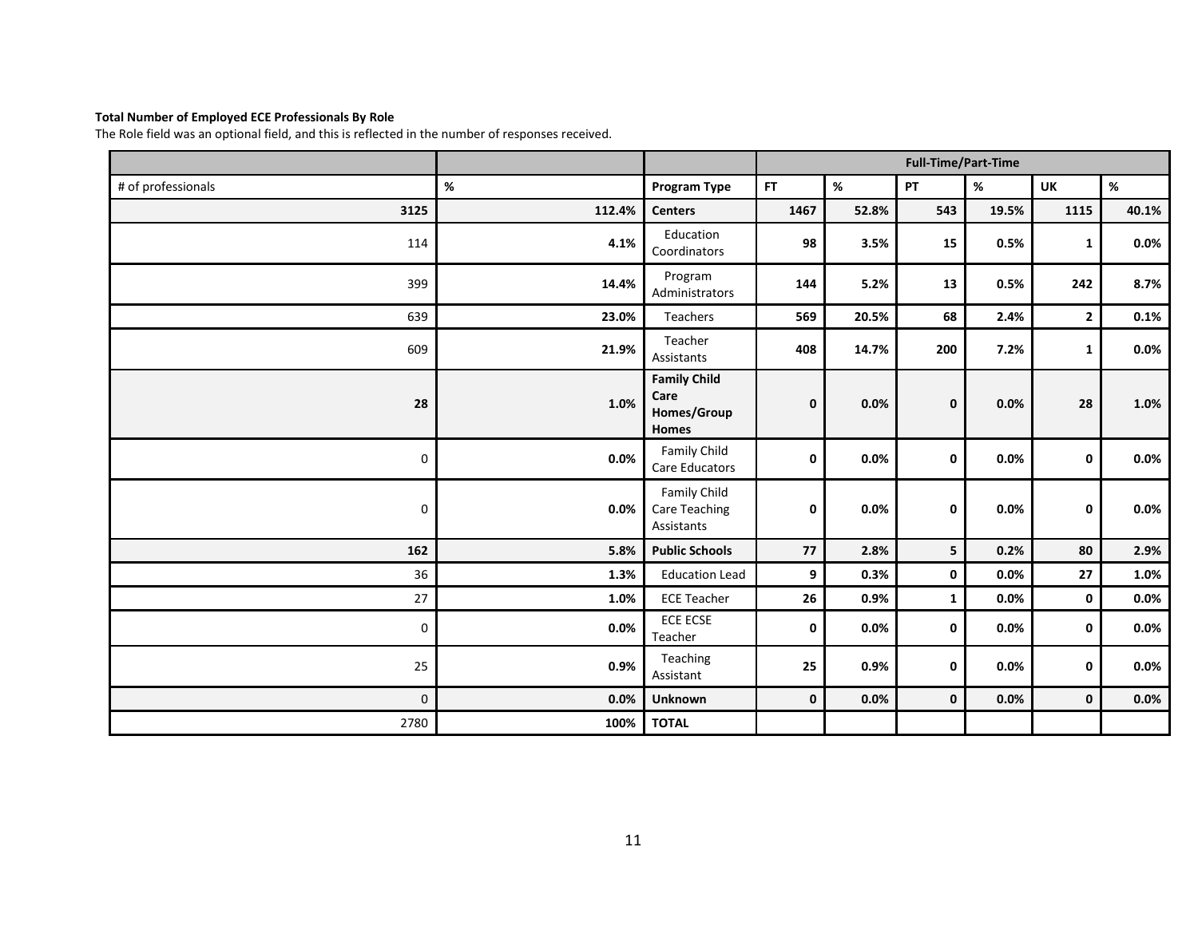**Total Number of Employed ECE Professionals By Role**

The Role field was an optional field, and this is reflected in the number of responses received.

| | | | Full-Time/Part-Time | | | | | |
|---|---|---|---|---|---|---|---|---|
| # of professionals | % | Program Type | FT | % | PT | % | UK | % |
| **3125** | **112.4%** | **Centers** | **1467** | **52.8%** | **543** | **19.5%** | **1115** | **40.1%** |
| 114 | **4.1%** | Education Coordinators | **98** | **3.5%** | **15** | **0.5%** | **1** | **0.0%** |
| 399 | **14.4%** | Program Administrators | **144** | **5.2%** | **13** | **0.5%** | **242** | **8.7%** |
| 639 | **23.0%** | Teachers | **569** | **20.5%** | **68** | **2.4%** | **2** | **0.1%** |
| 609 | **21.9%** | Teacher Assistants | **408** | **14.7%** | **200** | **7.2%** | **1** | **0.0%** |
| **28** | **1.0%** | **Family Child Care Homes/Group Homes** | **0** | **0.0%** | **0** | **0.0%** | **28** | **1.0%** |
| 0 | **0.0%** | Family Child Care Educators | **0** | **0.0%** | **0** | **0.0%** | **0** | **0.0%** |
| 0 | **0.0%** | Family Child Care Teaching Assistants | **0** | **0.0%** | **0** | **0.0%** | **0** | **0.0%** |
| **162** | **5.8%** | **Public Schools** | **77** | **2.8%** | **5** | **0.2%** | **80** | **2.9%** |
| 36 | **1.3%** | Education Lead | **9** | **0.3%** | **0** | **0.0%** | **27** | **1.0%** |
| 27 | **1.0%** | ECE Teacher | **26** | **0.9%** | **1** | **0.0%** | **0** | **0.0%** |
| 0 | **0.0%** | ECE ECSE Teacher | **0** | **0.0%** | **0** | **0.0%** | **0** | **0.0%** |
| 25 | **0.9%** | Teaching Assistant | **25** | **0.9%** | **0** | **0.0%** | **0** | **0.0%** |
| 0 | **0.0%** | **Unknown** | **0** | **0.0%** | **0** | **0.0%** | **0** | **0.0%** |
| 2780 | **100%** | **TOTAL** | | | | | | |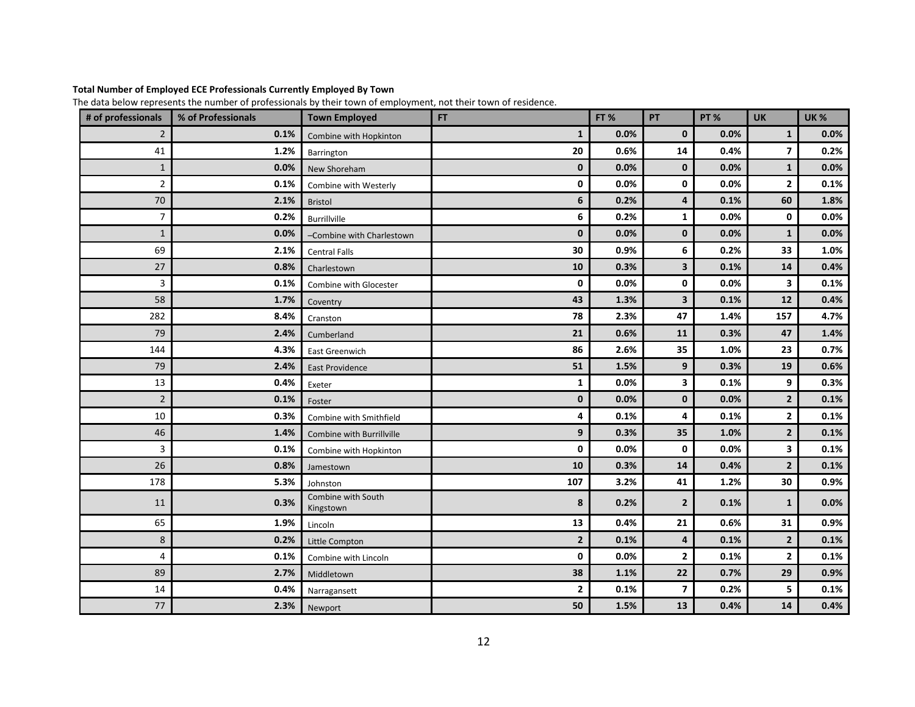**Total Number of Employed ECE Professionals Currently Employed By Town**

The data below represents the number of professionals by their town of employment, not their town of residence.

| # of professionals | % of Professionals | Town Employed | FT | FT % | PT | PT % | UK | UK % |
|---|---|---|---|---|---|---|---|---|
| 2 | 0.1% | Combine with Hopkinton | 1 | 0.0% | 0 | 0.0% | 1 | 0.0% |
| 41 | 1.2% | Barrington | 20 | 0.6% | 14 | 0.4% | 7 | 0.2% |
| 1 | 0.0% | New Shoreham | 0 | 0.0% | 0 | 0.0% | 1 | 0.0% |
| 2 | 0.1% | Combine with Westerly | 0 | 0.0% | 0 | 0.0% | 2 | 0.1% |
| 70 | 2.1% | Bristol | 6 | 0.2% | 4 | 0.1% | 60 | 1.8% |
| 7 | 0.2% | Burrillville | 6 | 0.2% | 1 | 0.0% | 0 | 0.0% |
| 1 | 0.0% | –Combine with Charlestown | 0 | 0.0% | 0 | 0.0% | 1 | 0.0% |
| 69 | 2.1% | Central Falls | 30 | 0.9% | 6 | 0.2% | 33 | 1.0% |
| 27 | 0.8% | Charlestown | 10 | 0.3% | 3 | 0.1% | 14 | 0.4% |
| 3 | 0.1% | Combine with Glocester | 0 | 0.0% | 0 | 0.0% | 3 | 0.1% |
| 58 | 1.7% | Coventry | 43 | 1.3% | 3 | 0.1% | 12 | 0.4% |
| 282 | 8.4% | Cranston | 78 | 2.3% | 47 | 1.4% | 157 | 4.7% |
| 79 | 2.4% | Cumberland | 21 | 0.6% | 11 | 0.3% | 47 | 1.4% |
| 144 | 4.3% | East Greenwich | 86 | 2.6% | 35 | 1.0% | 23 | 0.7% |
| 79 | 2.4% | East Providence | 51 | 1.5% | 9 | 0.3% | 19 | 0.6% |
| 13 | 0.4% | Exeter | 1 | 0.0% | 3 | 0.1% | 9 | 0.3% |
| 2 | 0.1% | Foster | 0 | 0.0% | 0 | 0.0% | 2 | 0.1% |
| 10 | 0.3% | Combine with Smithfield | 4 | 0.1% | 4 | 0.1% | 2 | 0.1% |
| 46 | 1.4% | Combine with Burrillville | 9 | 0.3% | 35 | 1.0% | 2 | 0.1% |
| 3 | 0.1% | Combine with Hopkinton | 0 | 0.0% | 0 | 0.0% | 3 | 0.1% |
| 26 | 0.8% | Jamestown | 10 | 0.3% | 14 | 0.4% | 2 | 0.1% |
| 178 | 5.3% | Johnston | 107 | 3.2% | 41 | 1.2% | 30 | 0.9% |
| 11 | 0.3% | Combine with South Kingstown | 8 | 0.2% | 2 | 0.1% | 1 | 0.0% |
| 65 | 1.9% | Lincoln | 13 | 0.4% | 21 | 0.6% | 31 | 0.9% |
| 8 | 0.2% | Little Compton | 2 | 0.1% | 4 | 0.1% | 2 | 0.1% |
| 4 | 0.1% | Combine with Lincoln | 0 | 0.0% | 2 | 0.1% | 2 | 0.1% |
| 89 | 2.7% | Middletown | 38 | 1.1% | 22 | 0.7% | 29 | 0.9% |
| 14 | 0.4% | Narragansett | 2 | 0.1% | 7 | 0.2% | 5 | 0.1% |
| 77 | 2.3% | Newport | 50 | 1.5% | 13 | 0.4% | 14 | 0.4% |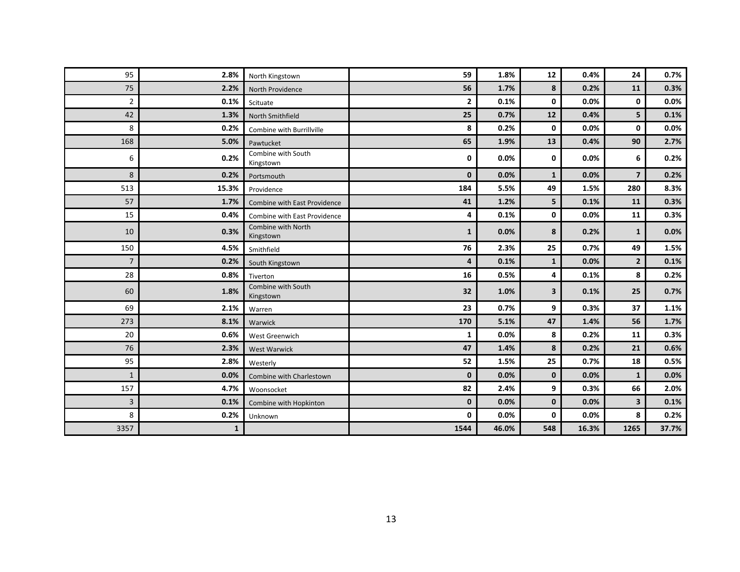| | | | | | | | | |
|---|---|---|---|---|---|---|---|---|
| 95 | **2.8%** | North Kingstown | **59** | **1.8%** | **12** | **0.4%** | **24** | **0.7%** |
| 75 | **2.2%** | North Providence | **56** | **1.7%** | **8** | **0.2%** | **11** | **0.3%** |
| 2 | **0.1%** | Scituate | **2** | **0.1%** | **0** | **0.0%** | **0** | **0.0%** |
| 42 | **1.3%** | North Smithfield | **25** | **0.7%** | **12** | **0.4%** | **5** | **0.1%** |
| 8 | **0.2%** | Combine with Burrillville | **8** | **0.2%** | **0** | **0.0%** | **0** | **0.0%** |
| 168 | **5.0%** | Pawtucket | **65** | **1.9%** | **13** | **0.4%** | **90** | **2.7%** |
| 6 | **0.2%** | Combine with South Kingstown | **0** | **0.0%** | **0** | **0.0%** | **6** | **0.2%** |
| 8 | **0.2%** | Portsmouth | **0** | **0.0%** | **1** | **0.0%** | **7** | **0.2%** |
| 513 | **15.3%** | Providence | **184** | **5.5%** | **49** | **1.5%** | **280** | **8.3%** |
| 57 | **1.7%** | Combine with East Providence | **41** | **1.2%** | **5** | **0.1%** | **11** | **0.3%** |
| 15 | **0.4%** | Combine with East Providence | **4** | **0.1%** | **0** | **0.0%** | **11** | **0.3%** |
| 10 | **0.3%** | Combine with North Kingstown | **1** | **0.0%** | **8** | **0.2%** | **1** | **0.0%** |
| 150 | **4.5%** | Smithfield | **76** | **2.3%** | **25** | **0.7%** | **49** | **1.5%** |
| 7 | **0.2%** | South Kingstown | **4** | **0.1%** | **1** | **0.0%** | **2** | **0.1%** |
| 28 | **0.8%** | Tiverton | **16** | **0.5%** | **4** | **0.1%** | **8** | **0.2%** |
| 60 | **1.8%** | Combine with South Kingstown | **32** | **1.0%** | **3** | **0.1%** | **25** | **0.7%** |
| 69 | **2.1%** | Warren | **23** | **0.7%** | **9** | **0.3%** | **37** | **1.1%** |
| 273 | **8.1%** | Warwick | **170** | **5.1%** | **47** | **1.4%** | **56** | **1.7%** |
| 20 | **0.6%** | West Greenwich | **1** | **0.0%** | **8** | **0.2%** | **11** | **0.3%** |
| 76 | **2.3%** | West Warwick | **47** | **1.4%** | **8** | **0.2%** | **21** | **0.6%** |
| 95 | **2.8%** | Westerly | **52** | **1.5%** | **25** | **0.7%** | **18** | **0.5%** |
| 1 | **0.0%** | Combine with Charlestown | **0** | **0.0%** | **0** | **0.0%** | **1** | **0.0%** |
| 157 | **4.7%** | Woonsocket | **82** | **2.4%** | **9** | **0.3%** | **66** | **2.0%** |
| 3 | **0.1%** | Combine with Hopkinton | **0** | **0.0%** | **0** | **0.0%** | **3** | **0.1%** |
| 8 | **0.2%** | Unknown | **0** | **0.0%** | **0** | **0.0%** | **8** | **0.2%** |
| 3357 | **1** | | **1544** | **46.0%** | **548** | **16.3%** | **1265** | **37.7%** |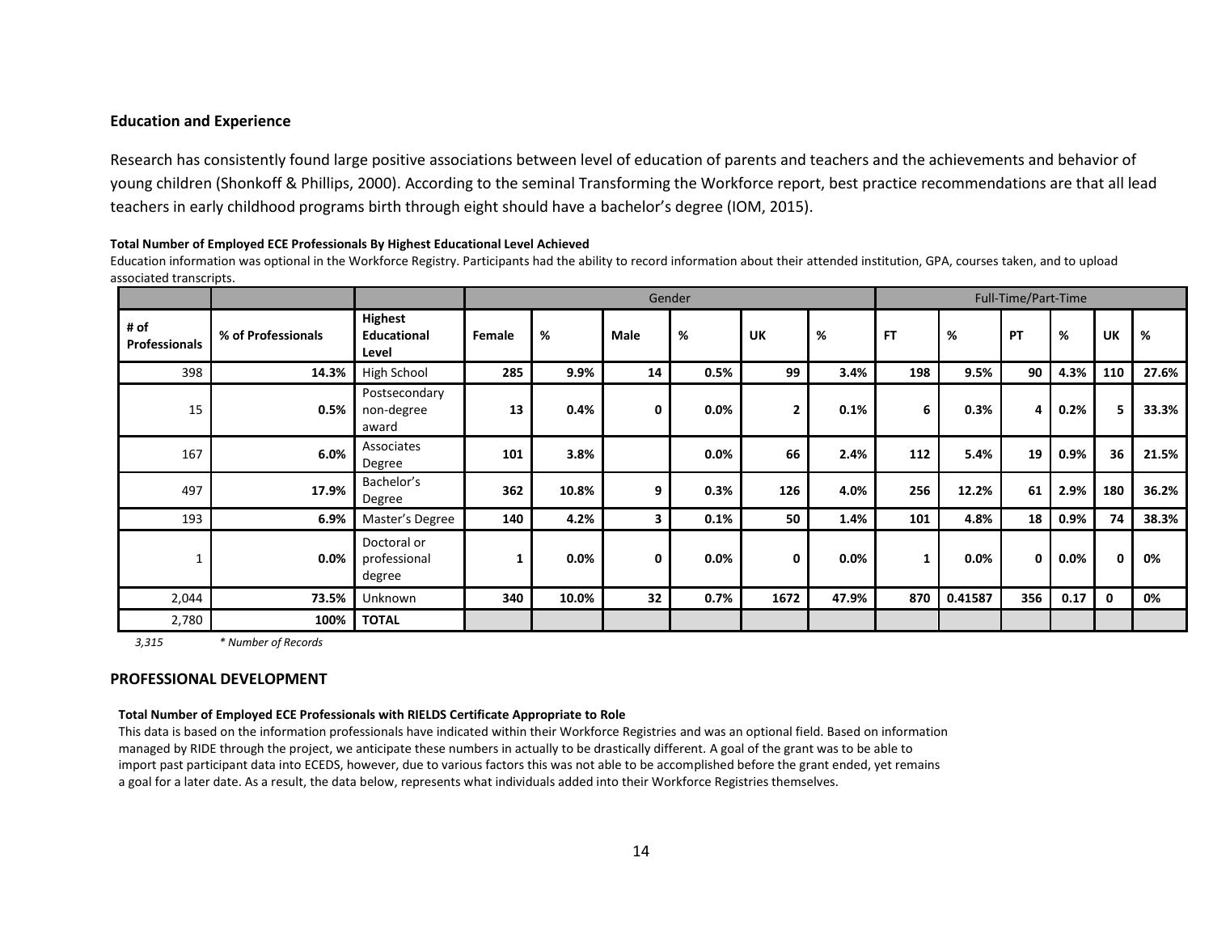### Education and Experience

Research has consistently found large positive associations between level of education of parents and teachers and the achievements and behavior of young children (Shonkoff & Phillips, 2000). According to the seminal Transforming the Workforce report, best practice recommendations are that all lead teachers in early childhood programs birth through eight should have a bachelor's degree (IOM, 2015).

**Total Number of Employed ECE Professionals By Highest Educational Level Achieved**

Education information was optional in the Workforce Registry. Participants had the ability to record information about their attended institution, GPA, courses taken, and to upload associated transcripts.

| | | | Gender | | | | | | Full-Time/Part-Time | | | | | |
|---|---|---|---|---|---|---|---|---|---|---|---|---|---|---|
| **# of Professionals** | **% of Professionals** | **Highest Educational Level** | **Female** | **%** | **Male** | **%** | **UK** | **%** | **FT** | **%** | **PT** | **%** | **UK** | **%** |
| 398 | **14.3%** | High School | **285** | **9.9%** | **14** | **0.5%** | **99** | **3.4%** | **198** | **9.5%** | **90** | **4.3%** | **110** | **27.6%** |
| 15 | **0.5%** | Postsecondary non-degree award | **13** | **0.4%** | **0** | **0.0%** | **2** | **0.1%** | **6** | **0.3%** | **4** | **0.2%** | **5** | **33.3%** |
| 167 | **6.0%** | Associates Degree | **101** | **3.8%** | | **0.0%** | **66** | **2.4%** | **112** | **5.4%** | **19** | **0.9%** | **36** | **21.5%** |
| 497 | **17.9%** | Bachelor's Degree | **362** | **10.8%** | **9** | **0.3%** | **126** | **4.0%** | **256** | **12.2%** | **61** | **2.9%** | **180** | **36.2%** |
| 193 | **6.9%** | Master's Degree | **140** | **4.2%** | **3** | **0.1%** | **50** | **1.4%** | **101** | **4.8%** | **18** | **0.9%** | **74** | **38.3%** |
| 1 | **0.0%** | Doctoral or professional degree | **1** | **0.0%** | **0** | **0.0%** | **0** | **0.0%** | **1** | **0.0%** | **0** | **0.0%** | **0** | **0%** |
| 2,044 | **73.5%** | Unknown | **340** | **10.0%** | **32** | **0.7%** | **1672** | **47.9%** | **870** | **0.41587** | **356** | **0.17** | **0** | **0%** |
| 2,780 | **100%** | **TOTAL** | | | | | | | | | | | | |

*3,315* *\* Number of Records*

### PROFESSIONAL DEVELOPMENT

**Total Number of Employed ECE Professionals with RIELDS Certificate Appropriate to Role**

This data is based on the information professionals have indicated within their Workforce Registries and was an optional field. Based on information managed by RIDE through the project, we anticipate these numbers in actually to be drastically different. A goal of the grant was to be able to import past participant data into ECEDS, however, due to various factors this was not able to be accomplished before the grant ended, yet remains a goal for a later date. As a result, the data below, represents what individuals added into their Workforce Registries themselves.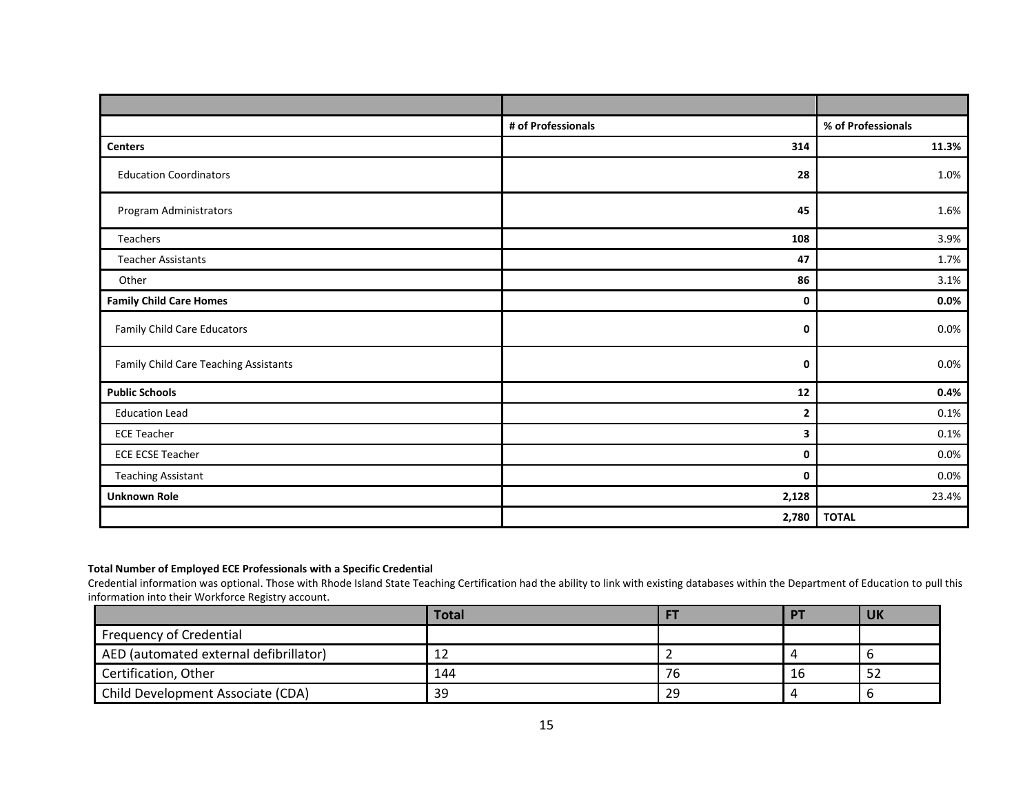| | | |
|---|---|---|
| | # of Professionals | % of Professionals |
| **Centers** | **314** | **11.3%** |
| Education Coordinators | **28** | 1.0% |
| Program Administrators | **45** | 1.6% |
| Teachers | **108** | 3.9% |
| Teacher Assistants | **47** | 1.7% |
| Other | **86** | 3.1% |
| **Family Child Care Homes** | **0** | **0.0%** |
| Family Child Care Educators | **0** | 0.0% |
| Family Child Care Teaching Assistants | **0** | 0.0% |
| **Public Schools** | **12** | **0.4%** |
| Education Lead | **2** | 0.1% |
| ECE Teacher | **3** | 0.1% |
| ECE ECSE Teacher | **0** | 0.0% |
| Teaching Assistant | **0** | 0.0% |
| **Unknown Role** | **2,128** | 23.4% |
| | **2,780** | **TOTAL** |

**Total Number of Employed ECE Professionals with a Specific Credential**

Credential information was optional. Those with Rhode Island State Teaching Certification had the ability to link with existing databases within the Department of Education to pull this information into their Workforce Registry account.

| | Total | FT | PT | UK |
|---|---|---|---|---|
| Frequency of Credential | | | | |
| AED (automated external defibrillator) | 12 | 2 | 4 | 6 |
| Certification, Other | 144 | 76 | 16 | 52 |
| Child Development Associate (CDA) | 39 | 29 | 4 | 6 |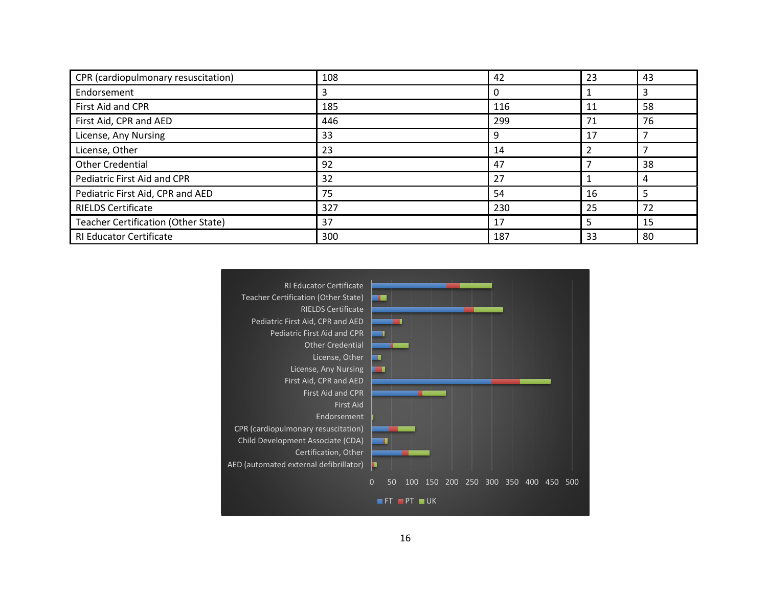| CPR (cardiopulmonary resuscitation) | 108 | 42 | 23 | 43 |
|---|---|---|---|---|
| Endorsement | 3 | 0 | 1 | 3 |
| First Aid and CPR | 185 | 116 | 11 | 58 |
| First Aid, CPR and AED | 446 | 299 | 71 | 76 |
| License, Any Nursing | 33 | 9 | 17 | 7 |
| License, Other | 23 | 14 | 2 | 7 |
| Other Credential | 92 | 47 | 7 | 38 |
| Pediatric First Aid and CPR | 32 | 27 | 1 | 4 |
| Pediatric First Aid, CPR and AED | 75 | 54 | 16 | 5 |
| RIELDS Certificate | 327 | 230 | 25 | 72 |
| Teacher Certification (Other State) | 37 | 17 | 5 | 15 |
| RI Educator Certificate | 300 | 187 | 33 | 80 |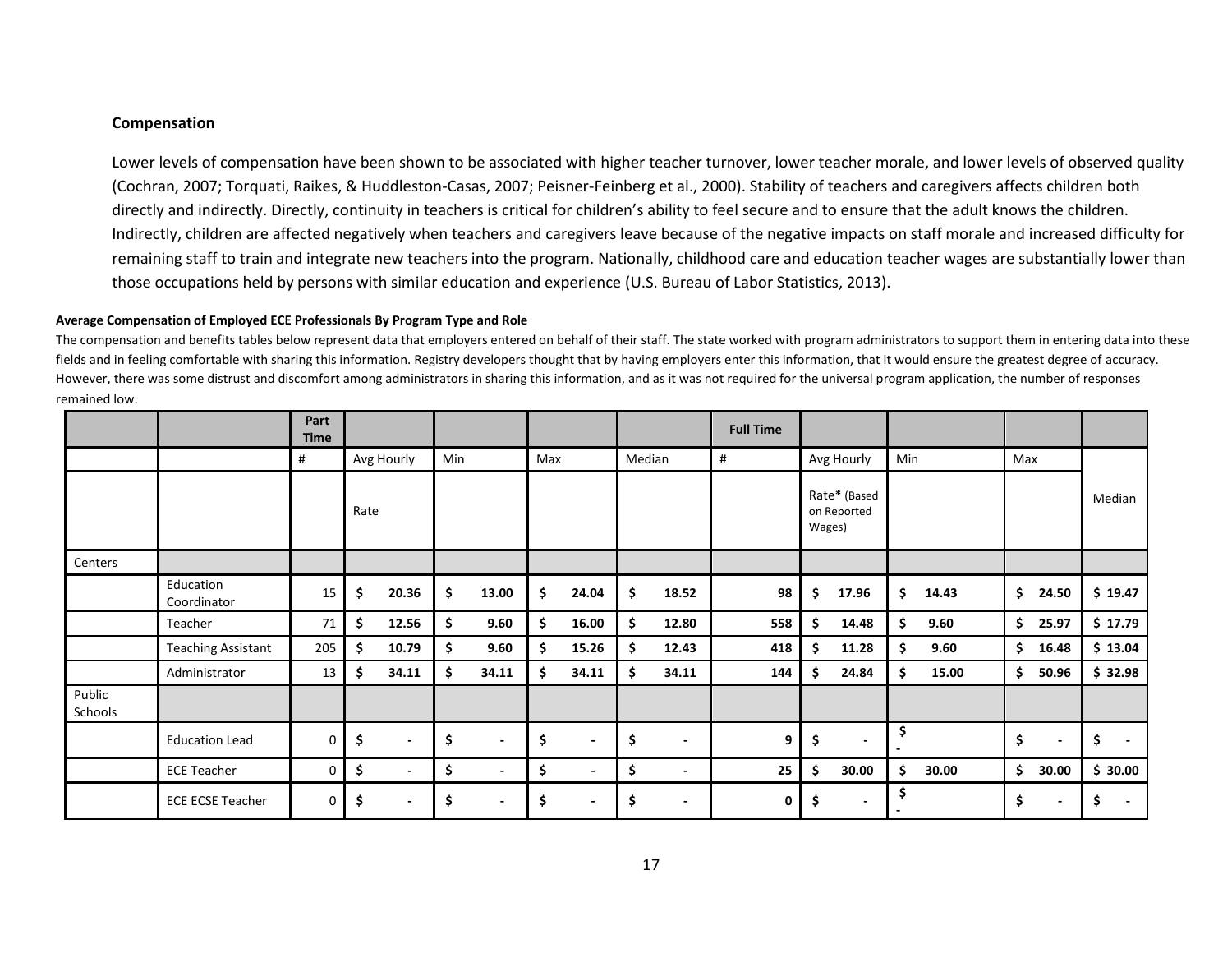## Compensation

Lower levels of compensation have been shown to be associated with higher teacher turnover, lower teacher morale, and lower levels of observed quality (Cochran, 2007; Torquati, Raikes, & Huddleston-Casas, 2007; Peisner-Feinberg et al., 2000). Stability of teachers and caregivers affects children both directly and indirectly. Directly, continuity in teachers is critical for children's ability to feel secure and to ensure that the adult knows the children. Indirectly, children are affected negatively when teachers and caregivers leave because of the negative impacts on staff morale and increased difficulty for remaining staff to train and integrate new teachers into the program. Nationally, childhood care and education teacher wages are substantially lower than those occupations held by persons with similar education and experience (U.S. Bureau of Labor Statistics, 2013).

**Average Compensation of Employed ECE Professionals By Program Type and Role**

The compensation and benefits tables below represent data that employers entered on behalf of their staff. The state worked with program administrators to support them in entering data into these fields and in feeling comfortable with sharing this information. Registry developers thought that by having employers enter this information, that it would ensure the greatest degree of accuracy. However, there was some distrust and discomfort among administrators in sharing this information, and as it was not required for the universal program application, the number of responses remained low.

| | | **Part Time** | | | | | **Full Time** | | | | |
|---|---|---|---|---|---|---|---|---|---|---|---|
| | | # | Avg Hourly Rate | Min | Max | Median | # | Avg Hourly Rate* (Based on Reported Wages) | Min | Max | Median |
| Centers | | | | | | | | | | | |
| | Education Coordinator | 15 | **$ 20.36** | **$ 13.00** | **$ 24.04** | **$ 18.52** | **98** | **$ 17.96** | **$ 14.43** | **$ 24.50** | **$ 19.47** |
| | Teacher | 71 | **$ 12.56** | **$ 9.60** | **$ 16.00** | **$ 12.80** | **558** | **$ 14.48** | **$ 9.60** | **$ 25.97** | **$ 17.79** |
| | Teaching Assistant | 205 | **$ 10.79** | **$ 9.60** | **$ 15.26** | **$ 12.43** | **418** | **$ 11.28** | **$ 9.60** | **$ 16.48** | **$ 13.04** |
| | Administrator | 13 | **$ 34.11** | **$ 34.11** | **$ 34.11** | **$ 34.11** | **144** | **$ 24.84** | **$ 15.00** | **$ 50.96** | **$ 32.98** |
| Public Schools | | | | | | | | | | | |
| | Education Lead | 0 | **$ -** | **$ -** | **$ -** | **$ -** | **9** | **$ -** | **$ -** | **$ -** | **$ -** |
| | ECE Teacher | 0 | **$ -** | **$ -** | **$ -** | **$ -** | **25** | **$ 30.00** | **$ 30.00** | **$ 30.00** | **$ 30.00** |
| | ECE ECSE Teacher | 0 | **$ -** | **$ -** | **$ -** | **$ -** | **0** | **$ -** | **$ -** | **$ -** | **$ -** |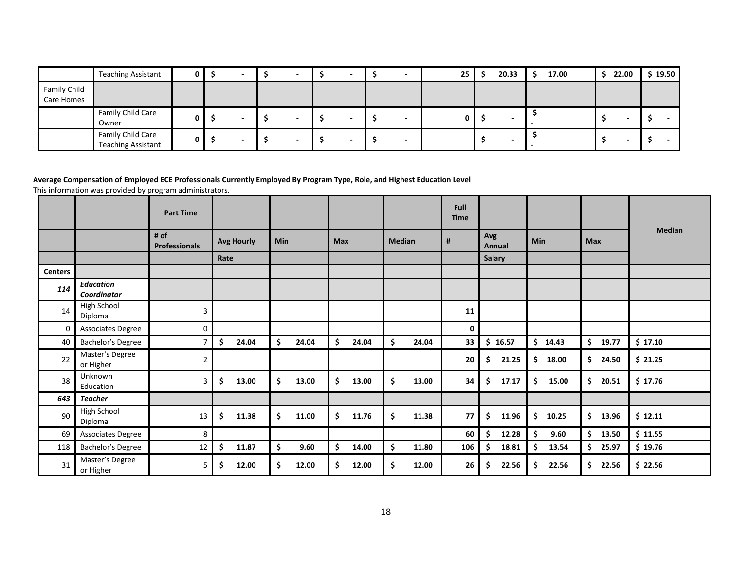| | Teaching Assistant | 0 | $ - | $ - | $ - | $ - | 25 | $ 20.33 | $ 17.00 | $ 22.00 | $ 19.50 |
|---|---|---|---|---|---|---|---|---|---|---|---|
| Family Child Care Homes | | | | | | | | | | | |
| | Family Child Care Owner | 0 | $ - | $ - | $ - | $ - | 0 | $ - | $ - | $ - | $ - |
| | Family Child Care Teaching Assistant | 0 | $ - | $ - | $ - | $ - | | $ - | $ - | $ - | $ - |

**Average Compensation of Employed ECE Professionals Currently Employed By Program Type, Role, and Highest Education Level**

This information was provided by program administrators.

| | | Part Time | | | | | Full Time | | | | Median |
|---|---|---|---|---|---|---|---|---|---|---|---|
| | | # of Professionals | Avg Hourly | Min | Max | Median | # | Avg Annual | Min | Max | |
| | | | Rate | | | | | Salary | | | |
| **Centers** | | | | | | | | | | | |
| ***114*** | ***Education Coordinator*** | | | | | | | | | | |
| 14 | High School Diploma | 3 | | | | | **11** | | | | |
| 0 | Associates Degree | 0 | | | | | **0** | | | | |
| 40 | Bachelor's Degree | 7 | **$ 24.04** | **$ 24.04** | **$ 24.04** | **$ 24.04** | **33** | **$ 16.57** | **$ 14.43** | **$ 19.77** | **$ 17.10** |
| 22 | Master's Degree or Higher | 2 | | | | | **20** | **$ 21.25** | **$ 18.00** | **$ 24.50** | **$ 21.25** |
| 38 | Unknown Education | 3 | **$ 13.00** | **$ 13.00** | **$ 13.00** | **$ 13.00** | **34** | **$ 17.17** | **$ 15.00** | **$ 20.51** | **$ 17.76** |
| ***643*** | ***Teacher*** | | | | | | | | | | |
| 90 | High School Diploma | 13 | **$ 11.38** | **$ 11.00** | **$ 11.76** | **$ 11.38** | **77** | **$ 11.96** | **$ 10.25** | **$ 13.96** | **$ 12.11** |
| 69 | Associates Degree | 8 | | | | | **60** | **$ 12.28** | **$ 9.60** | **$ 13.50** | **$ 11.55** |
| 118 | Bachelor's Degree | 12 | **$ 11.87** | **$ 9.60** | **$ 14.00** | **$ 11.80** | **106** | **$ 18.81** | **$ 13.54** | **$ 25.97** | **$ 19.76** |
| 31 | Master's Degree or Higher | 5 | **$ 12.00** | **$ 12.00** | **$ 12.00** | **$ 12.00** | **26** | **$ 22.56** | **$ 22.56** | **$ 22.56** | **$ 22.56** |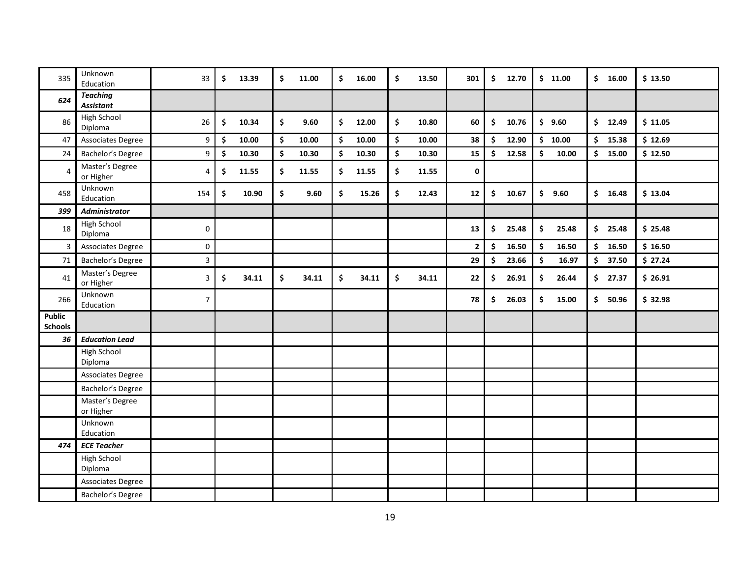| | | | | | | | | | | | |
|---|---|---|---|---|---|---|---|---|---|---|---|
| 335 | Unknown Education | 33 | $ 13.39 | $ 11.00 | $ 16.00 | $ 13.50 | 301 | $ 12.70 | $ 11.00 | $ 16.00 | $ 13.50 |
| ***624*** | ***Teaching Assistant*** | | | | | | | | | | |
| 86 | High School Diploma | 26 | $ 10.34 | $ 9.60 | $ 12.00 | $ 10.80 | 60 | $ 10.76 | $ 9.60 | $ 12.49 | $ 11.05 |
| 47 | Associates Degree | 9 | $ 10.00 | $ 10.00 | $ 10.00 | $ 10.00 | 38 | $ 12.90 | $ 10.00 | $ 15.38 | $ 12.69 |
| 24 | Bachelor's Degree | 9 | $ 10.30 | $ 10.30 | $ 10.30 | $ 10.30 | 15 | $ 12.58 | $ 10.00 | $ 15.00 | $ 12.50 |
| 4 | Master's Degree or Higher | 4 | $ 11.55 | $ 11.55 | $ 11.55 | $ 11.55 | 0 | | | | |
| 458 | Unknown Education | 154 | $ 10.90 | $ 9.60 | $ 15.26 | $ 12.43 | 12 | $ 10.67 | $ 9.60 | $ 16.48 | $ 13.04 |
| ***399*** | ***Administrator*** | | | | | | | | | | |
| 18 | High School Diploma | 0 | | | | | 13 | $ 25.48 | $ 25.48 | $ 25.48 | $ 25.48 |
| 3 | Associates Degree | 0 | | | | | 2 | $ 16.50 | $ 16.50 | $ 16.50 | $ 16.50 |
| 71 | Bachelor's Degree | 3 | | | | | 29 | $ 23.66 | $ 16.97 | $ 37.50 | $ 27.24 |
| 41 | Master's Degree or Higher | 3 | $ 34.11 | $ 34.11 | $ 34.11 | $ 34.11 | 22 | $ 26.91 | $ 26.44 | $ 27.37 | $ 26.91 |
| 266 | Unknown Education | 7 | | | | | 78 | $ 26.03 | $ 15.00 | $ 50.96 | $ 32.98 |
| **Public Schools** | | | | | | | | | | | |
| ***36*** | ***Education Lead*** | | | | | | | | | | |
| | High School Diploma | | | | | | | | | | |
| | Associates Degree | | | | | | | | | | |
| | Bachelor's Degree | | | | | | | | | | |
| | Master's Degree or Higher | | | | | | | | | | |
| | Unknown Education | | | | | | | | | | |
| ***474*** | ***ECE Teacher*** | | | | | | | | | | |
| | High School Diploma | | | | | | | | | | |
| | Associates Degree | | | | | | | | | | |
| | Bachelor's Degree | | | | | | | | | | |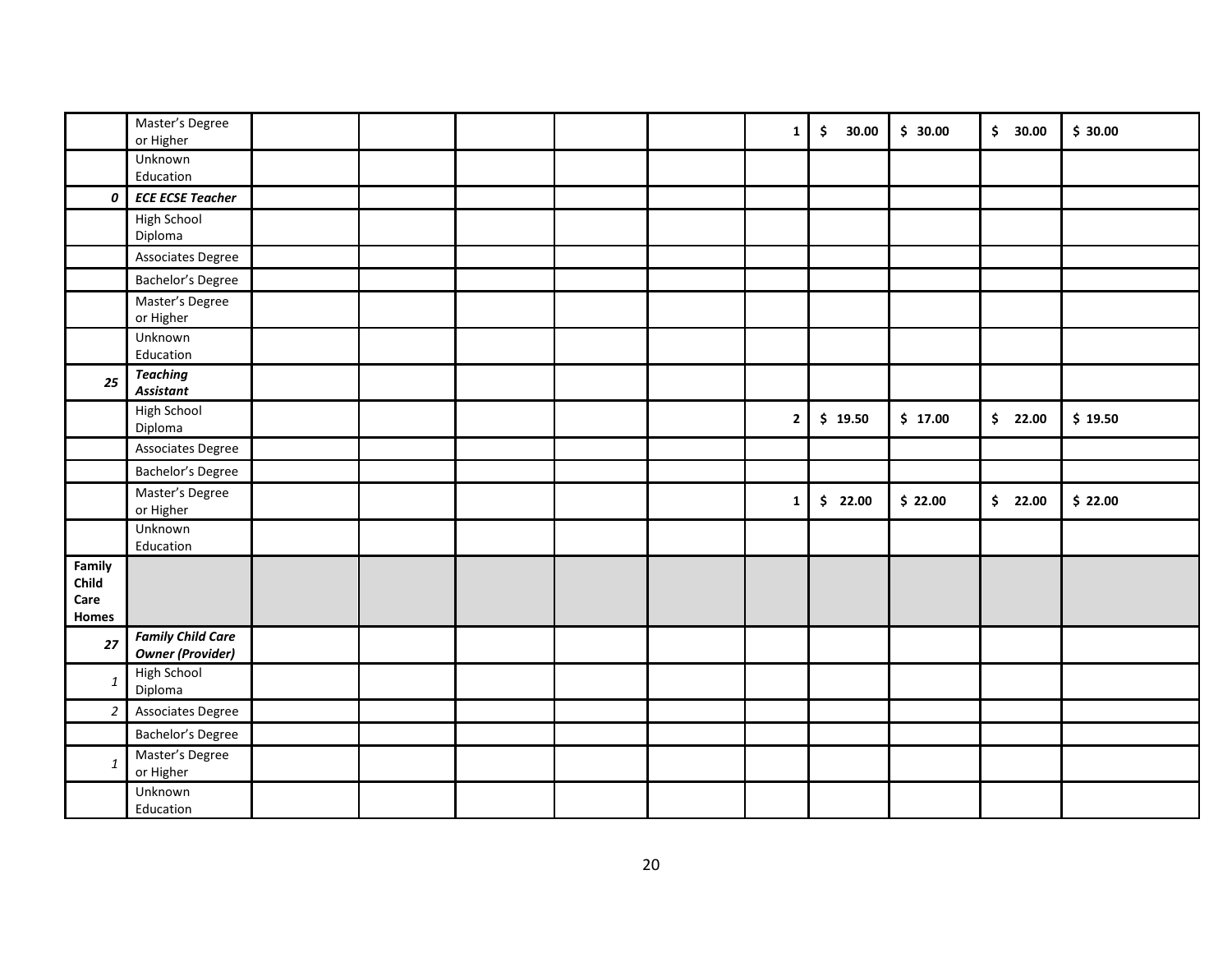| | | | | | | | | | | | |
|---|---|---|---|---|---|---|---|---|---|---|---|
| | Master's Degree or Higher | | | | | | **1** | **$ 30.00** | **$ 30.00** | **$ 30.00** | **$ 30.00** |
| | Unknown Education | | | | | | | | | | |
| ***0*** | ***ECE ECSE Teacher*** | | | | | | | | | | |
| | High School Diploma | | | | | | | | | | |
| | Associates Degree | | | | | | | | | | |
| | Bachelor's Degree | | | | | | | | | | |
| | Master's Degree or Higher | | | | | | | | | | |
| | Unknown Education | | | | | | | | | | |
| ***25*** | ***Teaching Assistant*** | | | | | | | | | | |
| | High School Diploma | | | | | | **2** | **$ 19.50** | **$ 17.00** | **$ 22.00** | **$ 19.50** |
| | Associates Degree | | | | | | | | | | |
| | Bachelor's Degree | | | | | | | | | | |
| | Master's Degree or Higher | | | | | | **1** | **$ 22.00** | **$ 22.00** | **$ 22.00** | **$ 22.00** |
| | Unknown Education | | | | | | | | | | |
| **Family Child Care Homes** | | | | | | | | | | | |
| ***27*** | ***Family Child Care Owner (Provider)*** | | | | | | | | | | |
| *1* | High School Diploma | | | | | | | | | | |
| *2* | Associates Degree | | | | | | | | | | |
| | Bachelor's Degree | | | | | | | | | | |
| *1* | Master's Degree or Higher | | | | | | | | | | |
| | Unknown Education | | | | | | | | | | |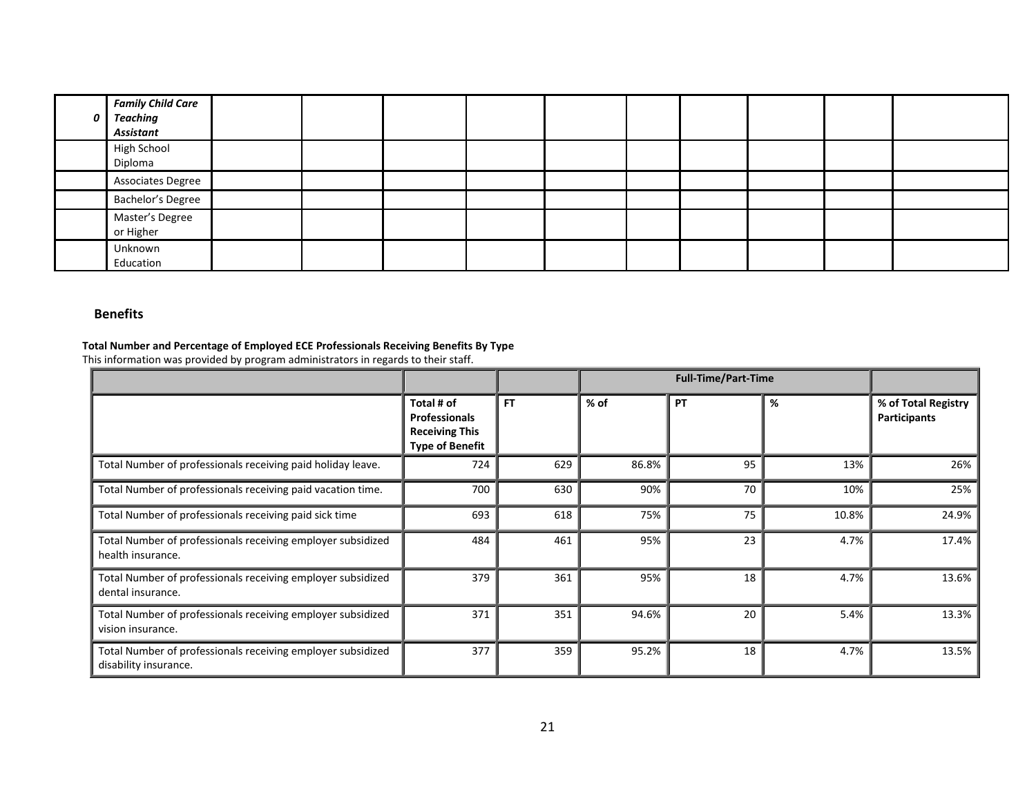| 0 | ***Family Child Care Teaching Assistant*** | | | | | | | | | | |
|---|---|---|---|---|---|---|---|---|---|---|---|
| | High School Diploma | | | | | | | | | | |
| | Associates Degree | | | | | | | | | | |
| | Bachelor's Degree | | | | | | | | | | |
| | Master's Degree or Higher | | | | | | | | | | |
| | Unknown Education | | | | | | | | | | |

## Benefits

**Total Number and Percentage of Employed ECE Professionals Receiving Benefits By Type**
This information was provided by program administrators in regards to their staff.

| | | | Full-Time/Part-Time | | | |
|---|---|---|---|---|---|---|
| | **Total # of Professionals Receiving This Type of Benefit** | **FT** | **% of** | **PT** | **%** | **% of Total Registry Participants** |
| Total Number of professionals receiving paid holiday leave. | 724 | 629 | 86.8% | 95 | 13% | 26% |
| Total Number of professionals receiving paid vacation time. | 700 | 630 | 90% | 70 | 10% | 25% |
| Total Number of professionals receiving paid sick time | 693 | 618 | 75% | 75 | 10.8% | 24.9% |
| Total Number of professionals receiving employer subsidized health insurance. | 484 | 461 | 95% | 23 | 4.7% | 17.4% |
| Total Number of professionals receiving employer subsidized dental insurance. | 379 | 361 | 95% | 18 | 4.7% | 13.6% |
| Total Number of professionals receiving employer subsidized vision insurance. | 371 | 351 | 94.6% | 20 | 5.4% | 13.3% |
| Total Number of professionals receiving employer subsidized disability insurance. | 377 | 359 | 95.2% | 18 | 4.7% | 13.5% |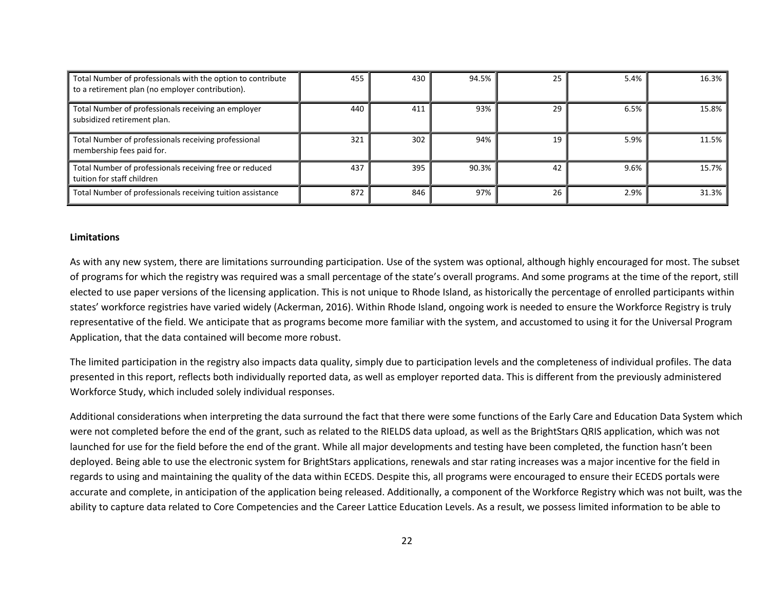| | | | | | | |
|---|---|---|---|---|---|---|
| Total Number of professionals with the option to contribute to a retirement plan (no employer contribution). | 455 | 430 | 94.5% | 25 | 5.4% | 16.3% |
| Total Number of professionals receiving an employer subsidized retirement plan. | 440 | 411 | 93% | 29 | 6.5% | 15.8% |
| Total Number of professionals receiving professional membership fees paid for. | 321 | 302 | 94% | 19 | 5.9% | 11.5% |
| Total Number of professionals receiving free or reduced tuition for staff children | 437 | 395 | 90.3% | 42 | 9.6% | 15.7% |
| Total Number of professionals receiving tuition assistance | 872 | 846 | 97% | 26 | 2.9% | 31.3% |

**Limitations**

As with any new system, there are limitations surrounding participation. Use of the system was optional, although highly encouraged for most. The subset of programs for which the registry was required was a small percentage of the state's overall programs. And some programs at the time of the report, still elected to use paper versions of the licensing application. This is not unique to Rhode Island, as historically the percentage of enrolled participants within states' workforce registries have varied widely (Ackerman, 2016). Within Rhode Island, ongoing work is needed to ensure the Workforce Registry is truly representative of the field. We anticipate that as programs become more familiar with the system, and accustomed to using it for the Universal Program Application, that the data contained will become more robust.

The limited participation in the registry also impacts data quality, simply due to participation levels and the completeness of individual profiles. The data presented in this report, reflects both individually reported data, as well as employer reported data. This is different from the previously administered Workforce Study, which included solely individual responses.

Additional considerations when interpreting the data surround the fact that there were some functions of the Early Care and Education Data System which were not completed before the end of the grant, such as related to the RIELDS data upload, as well as the BrightStars QRIS application, which was not launched for use for the field before the end of the grant. While all major developments and testing have been completed, the function hasn't been deployed. Being able to use the electronic system for BrightStars applications, renewals and star rating increases was a major incentive for the field in regards to using and maintaining the quality of the data within ECEDS. Despite this, all programs were encouraged to ensure their ECEDS portals were accurate and complete, in anticipation of the application being released. Additionally, a component of the Workforce Registry which was not built, was the ability to capture data related to Core Competencies and the Career Lattice Education Levels. As a result, we possess limited information to be able to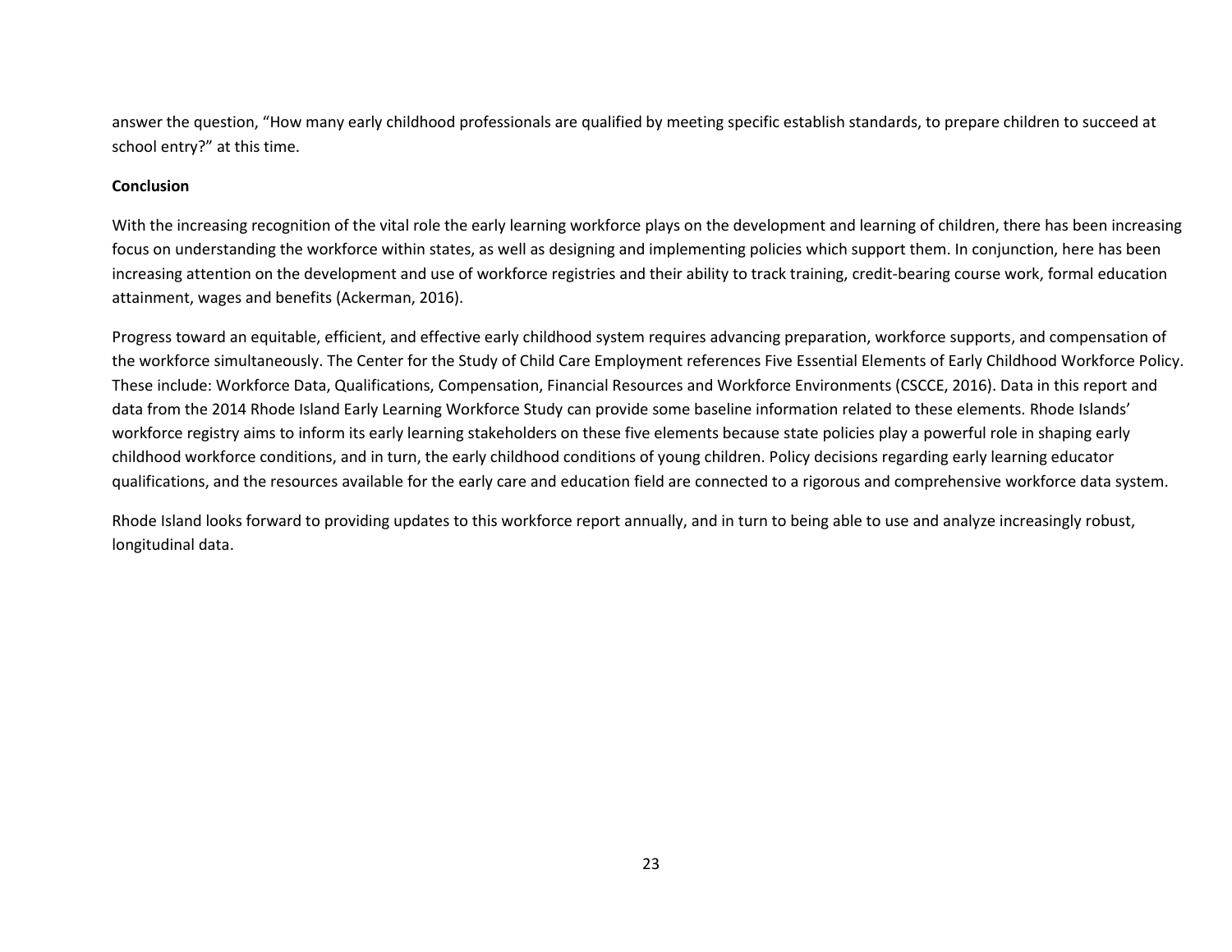answer the question, “How many early childhood professionals are qualified by meeting specific establish standards, to prepare children to succeed at school entry?” at this time.

**Conclusion**

With the increasing recognition of the vital role the early learning workforce plays on the development and learning of children, there has been increasing focus on understanding the workforce within states, as well as designing and implementing policies which support them. In conjunction, here has been increasing attention on the development and use of workforce registries and their ability to track training, credit-bearing course work, formal education attainment, wages and benefits (Ackerman, 2016).

Progress toward an equitable, efficient, and effective early childhood system requires advancing preparation, workforce supports, and compensation of the workforce simultaneously. The Center for the Study of Child Care Employment references Five Essential Elements of Early Childhood Workforce Policy. These include: Workforce Data, Qualifications, Compensation, Financial Resources and Workforce Environments (CSCCE, 2016). Data in this report and data from the 2014 Rhode Island Early Learning Workforce Study can provide some baseline information related to these elements. Rhode Islands’ workforce registry aims to inform its early learning stakeholders on these five elements because state policies play a powerful role in shaping early childhood workforce conditions, and in turn, the early childhood conditions of young children. Policy decisions regarding early learning educator qualifications, and the resources available for the early care and education field are connected to a rigorous and comprehensive workforce data system.

Rhode Island looks forward to providing updates to this workforce report annually, and in turn to being able to use and analyze increasingly robust, longitudinal data.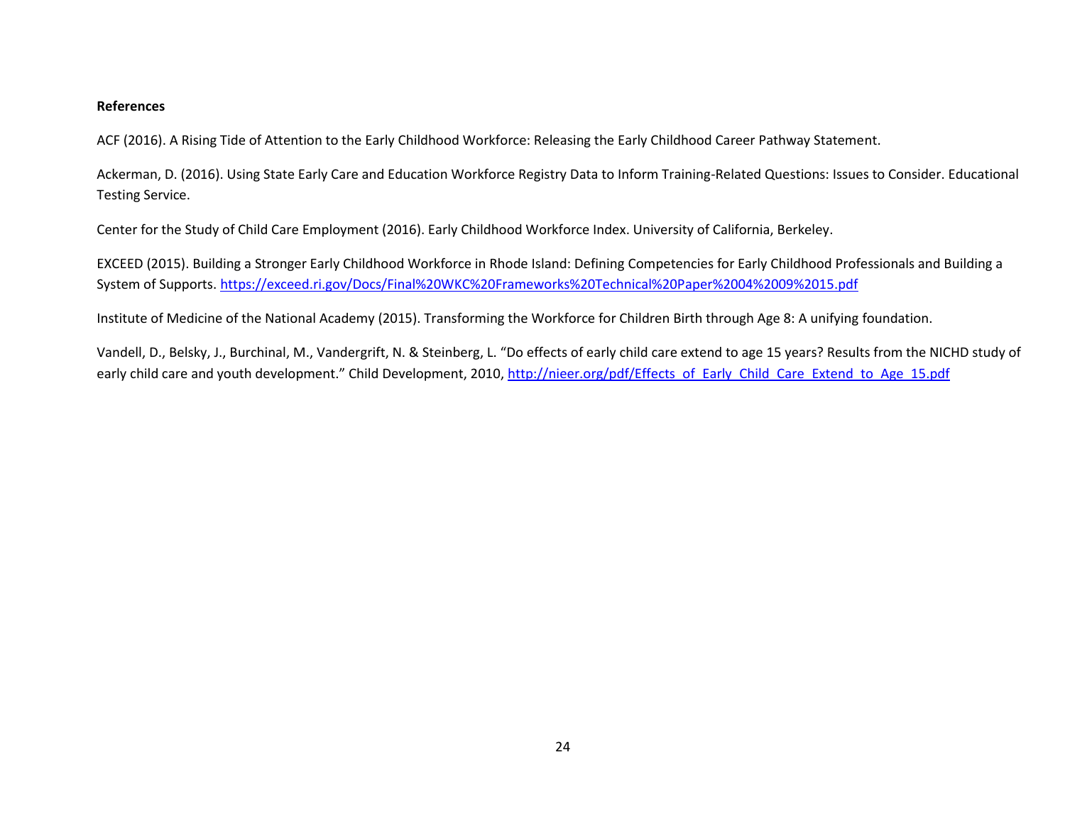**References**

ACF (2016). A Rising Tide of Attention to the Early Childhood Workforce: Releasing the Early Childhood Career Pathway Statement.

Ackerman, D. (2016). Using State Early Care and Education Workforce Registry Data to Inform Training-Related Questions: Issues to Consider. Educational Testing Service.

Center for the Study of Child Care Employment (2016). Early Childhood Workforce Index. University of California, Berkeley.

EXCEED (2015). Building a Stronger Early Childhood Workforce in Rhode Island: Defining Competencies for Early Childhood Professionals and Building a System of Supports. https://exceed.ri.gov/Docs/Final%20WKC%20Frameworks%20Technical%20Paper%2004%2009%2015.pdf

Institute of Medicine of the National Academy (2015). Transforming the Workforce for Children Birth through Age 8: A unifying foundation.

Vandell, D., Belsky, J., Burchinal, M., Vandergrift, N. & Steinberg, L. "Do effects of early child care extend to age 15 years? Results from the NICHD study of early child care and youth development." Child Development, 2010, http://nieer.org/pdf/Effects_of_Early_Child_Care_Extend_to_Age_15.pdf